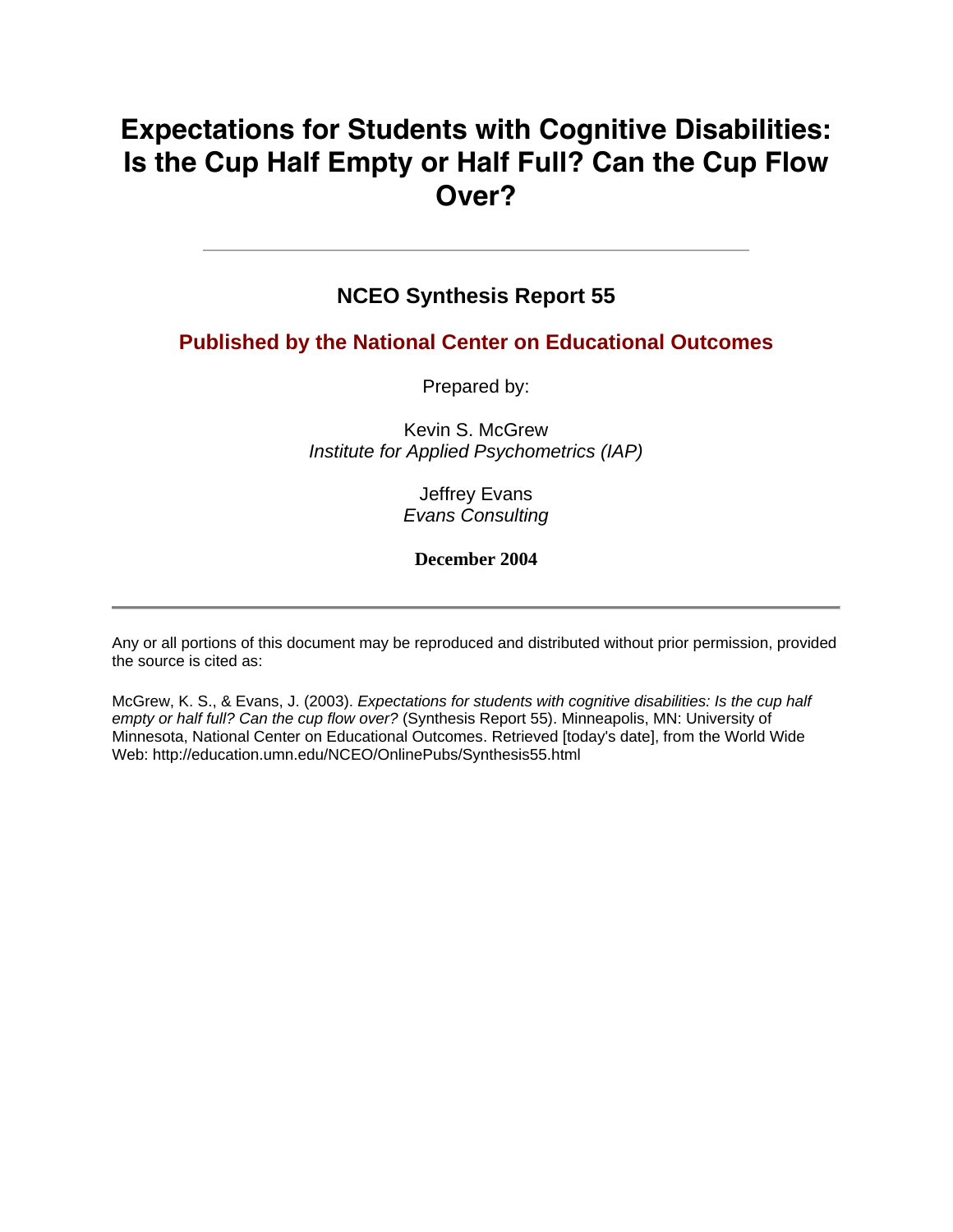# Expectations for Students with Cognitive Disabilities: Is the Cup Half Empty or Half Full? Can the Cup Flow Over?

---

## NCEO Synthesis Report 55

### Published by the National Center on Educational Outcomes

Prepared by:

Kevin S. McGrew
*Institute for Applied Psychometrics (IAP)*

Jeffrey Evans
*Evans Consulting*

**December 2004**

---

Any or all portions of this document may be reproduced and distributed without prior permission, provided the source is cited as:

McGrew, K. S., & Evans, J. (2003). *Expectations for students with cognitive disabilities: Is the cup half empty or half full? Can the cup flow over?* (Synthesis Report 55). Minneapolis, MN: University of Minnesota, National Center on Educational Outcomes. Retrieved [today's date], from the World Wide Web: http://education.umn.edu/NCEO/OnlinePubs/Synthesis55.html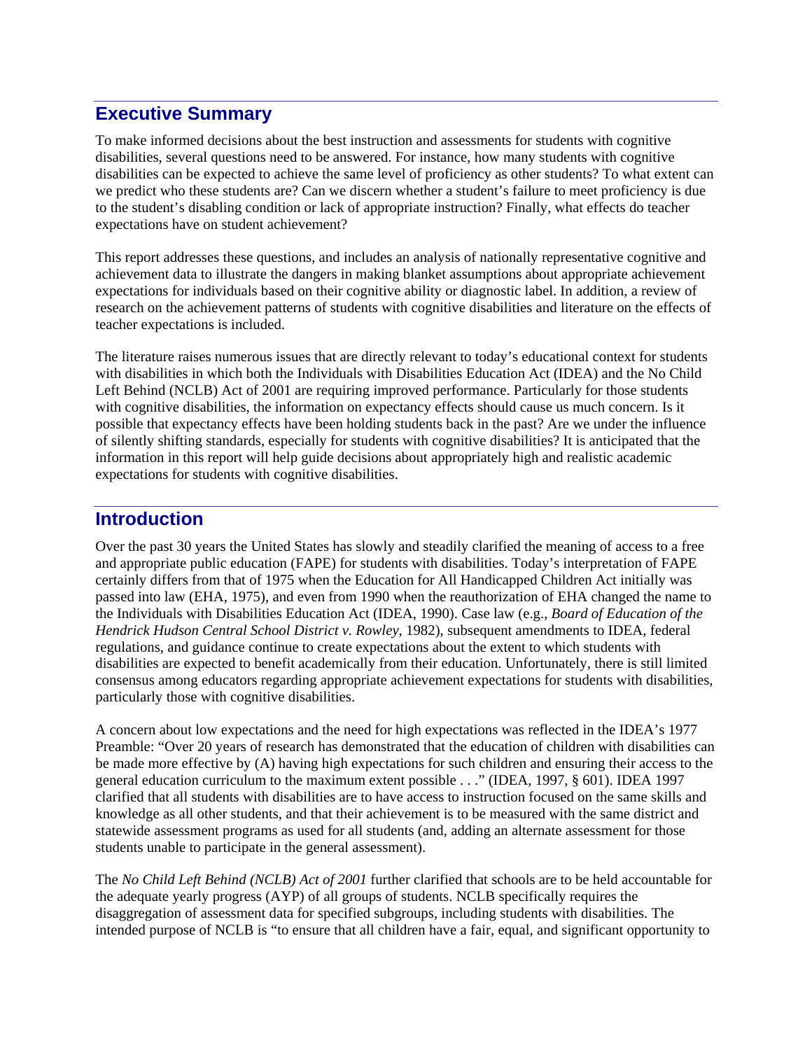## Executive Summary

To make informed decisions about the best instruction and assessments for students with cognitive disabilities, several questions need to be answered. For instance, how many students with cognitive disabilities can be expected to achieve the same level of proficiency as other students? To what extent can we predict who these students are? Can we discern whether a student's failure to meet proficiency is due to the student's disabling condition or lack of appropriate instruction? Finally, what effects do teacher expectations have on student achievement?

This report addresses these questions, and includes an analysis of nationally representative cognitive and achievement data to illustrate the dangers in making blanket assumptions about appropriate achievement expectations for individuals based on their cognitive ability or diagnostic label. In addition, a review of research on the achievement patterns of students with cognitive disabilities and literature on the effects of teacher expectations is included.

The literature raises numerous issues that are directly relevant to today's educational context for students with disabilities in which both the Individuals with Disabilities Education Act (IDEA) and the No Child Left Behind (NCLB) Act of 2001 are requiring improved performance. Particularly for those students with cognitive disabilities, the information on expectancy effects should cause us much concern. Is it possible that expectancy effects have been holding students back in the past? Are we under the influence of silently shifting standards, especially for students with cognitive disabilities? It is anticipated that the information in this report will help guide decisions about appropriately high and realistic academic expectations for students with cognitive disabilities.

## Introduction

Over the past 30 years the United States has slowly and steadily clarified the meaning of access to a free and appropriate public education (FAPE) for students with disabilities. Today's interpretation of FAPE certainly differs from that of 1975 when the Education for All Handicapped Children Act initially was passed into law (EHA, 1975), and even from 1990 when the reauthorization of EHA changed the name to the Individuals with Disabilities Education Act (IDEA, 1990). Case law (e.g., *Board of Education of the Hendrick Hudson Central School District v. Rowley*, 1982), subsequent amendments to IDEA, federal regulations, and guidance continue to create expectations about the extent to which students with disabilities are expected to benefit academically from their education. Unfortunately, there is still limited consensus among educators regarding appropriate achievement expectations for students with disabilities, particularly those with cognitive disabilities.

A concern about low expectations and the need for high expectations was reflected in the IDEA's 1977 Preamble: "Over 20 years of research has demonstrated that the education of children with disabilities can be made more effective by (A) having high expectations for such children and ensuring their access to the general education curriculum to the maximum extent possible . . ." (IDEA, 1997, § 601). IDEA 1997 clarified that all students with disabilities are to have access to instruction focused on the same skills and knowledge as all other students, and that their achievement is to be measured with the same district and statewide assessment programs as used for all students (and, adding an alternate assessment for those students unable to participate in the general assessment).

The *No Child Left Behind (NCLB) Act of 2001* further clarified that schools are to be held accountable for the adequate yearly progress (AYP) of all groups of students. NCLB specifically requires the disaggregation of assessment data for specified subgroups, including students with disabilities. The intended purpose of NCLB is "to ensure that all children have a fair, equal, and significant opportunity to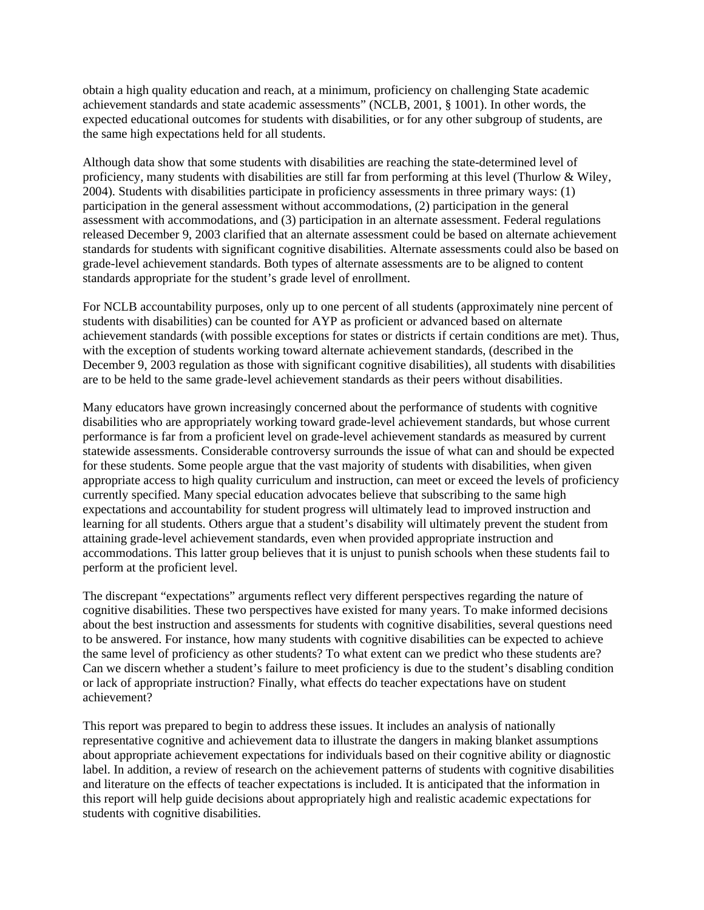obtain a high quality education and reach, at a minimum, proficiency on challenging State academic achievement standards and state academic assessments" (NCLB, 2001, § 1001). In other words, the expected educational outcomes for students with disabilities, or for any other subgroup of students, are the same high expectations held for all students.

Although data show that some students with disabilities are reaching the state-determined level of proficiency, many students with disabilities are still far from performing at this level (Thurlow & Wiley, 2004). Students with disabilities participate in proficiency assessments in three primary ways: (1) participation in the general assessment without accommodations, (2) participation in the general assessment with accommodations, and (3) participation in an alternate assessment. Federal regulations released December 9, 2003 clarified that an alternate assessment could be based on alternate achievement standards for students with significant cognitive disabilities. Alternate assessments could also be based on grade-level achievement standards. Both types of alternate assessments are to be aligned to content standards appropriate for the student's grade level of enrollment.

For NCLB accountability purposes, only up to one percent of all students (approximately nine percent of students with disabilities) can be counted for AYP as proficient or advanced based on alternate achievement standards (with possible exceptions for states or districts if certain conditions are met). Thus, with the exception of students working toward alternate achievement standards, (described in the December 9, 2003 regulation as those with significant cognitive disabilities), all students with disabilities are to be held to the same grade-level achievement standards as their peers without disabilities.

Many educators have grown increasingly concerned about the performance of students with cognitive disabilities who are appropriately working toward grade-level achievement standards, but whose current performance is far from a proficient level on grade-level achievement standards as measured by current statewide assessments. Considerable controversy surrounds the issue of what can and should be expected for these students. Some people argue that the vast majority of students with disabilities, when given appropriate access to high quality curriculum and instruction, can meet or exceed the levels of proficiency currently specified. Many special education advocates believe that subscribing to the same high expectations and accountability for student progress will ultimately lead to improved instruction and learning for all students. Others argue that a student's disability will ultimately prevent the student from attaining grade-level achievement standards, even when provided appropriate instruction and accommodations. This latter group believes that it is unjust to punish schools when these students fail to perform at the proficient level.

The discrepant "expectations" arguments reflect very different perspectives regarding the nature of cognitive disabilities. These two perspectives have existed for many years. To make informed decisions about the best instruction and assessments for students with cognitive disabilities, several questions need to be answered. For instance, how many students with cognitive disabilities can be expected to achieve the same level of proficiency as other students? To what extent can we predict who these students are? Can we discern whether a student's failure to meet proficiency is due to the student's disabling condition or lack of appropriate instruction? Finally, what effects do teacher expectations have on student achievement?

This report was prepared to begin to address these issues. It includes an analysis of nationally representative cognitive and achievement data to illustrate the dangers in making blanket assumptions about appropriate achievement expectations for individuals based on their cognitive ability or diagnostic label. In addition, a review of research on the achievement patterns of students with cognitive disabilities and literature on the effects of teacher expectations is included. It is anticipated that the information in this report will help guide decisions about appropriately high and realistic academic expectations for students with cognitive disabilities.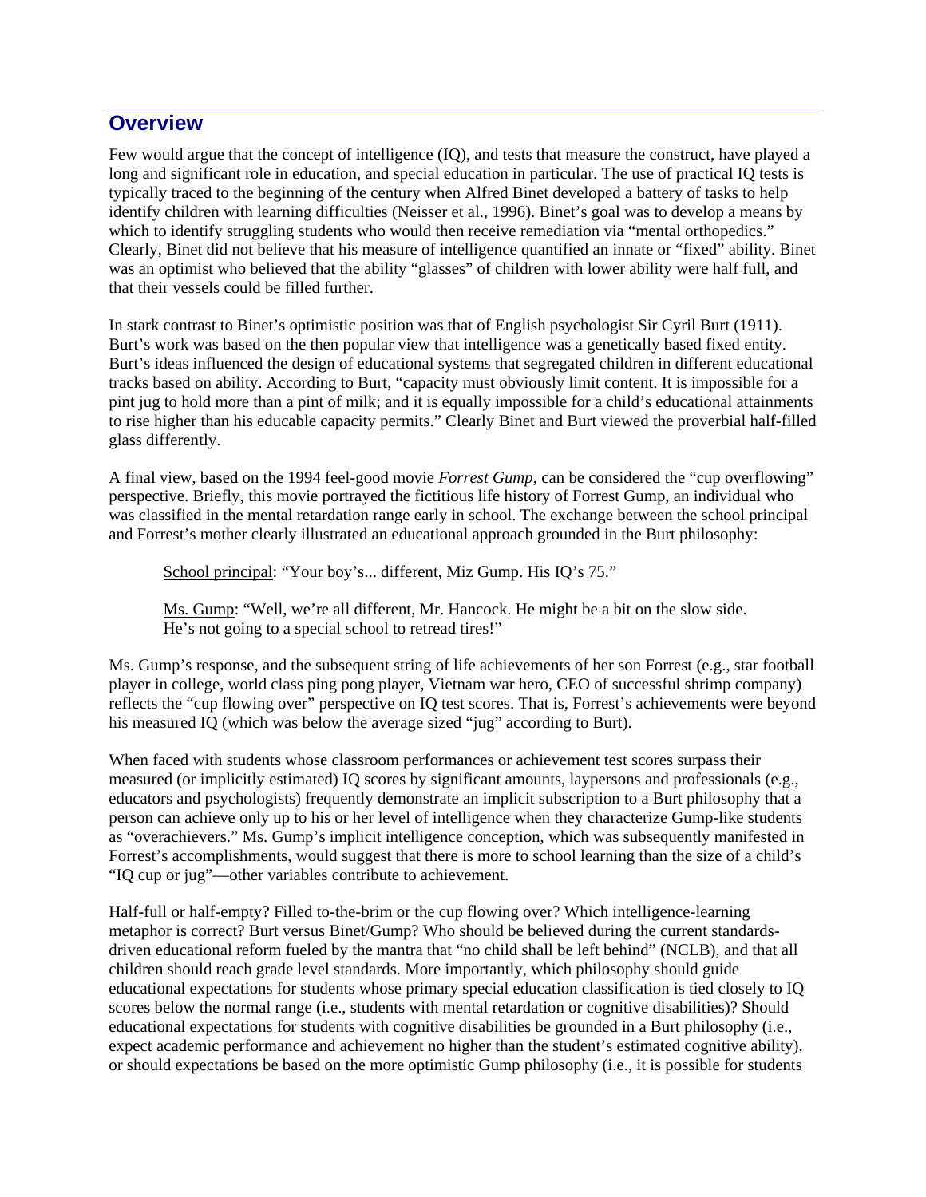## Overview

Few would argue that the concept of intelligence (IQ), and tests that measure the construct, have played a long and significant role in education, and special education in particular. The use of practical IQ tests is typically traced to the beginning of the century when Alfred Binet developed a battery of tasks to help identify children with learning difficulties (Neisser et al., 1996). Binet's goal was to develop a means by which to identify struggling students who would then receive remediation via "mental orthopedics." Clearly, Binet did not believe that his measure of intelligence quantified an innate or "fixed" ability. Binet was an optimist who believed that the ability "glasses" of children with lower ability were half full, and that their vessels could be filled further.

In stark contrast to Binet's optimistic position was that of English psychologist Sir Cyril Burt (1911). Burt's work was based on the then popular view that intelligence was a genetically based fixed entity. Burt's ideas influenced the design of educational systems that segregated children in different educational tracks based on ability. According to Burt, "capacity must obviously limit content. It is impossible for a pint jug to hold more than a pint of milk; and it is equally impossible for a child's educational attainments to rise higher than his educable capacity permits." Clearly Binet and Burt viewed the proverbial half-filled glass differently.

A final view, based on the 1994 feel-good movie *Forrest Gump*, can be considered the "cup overflowing" perspective. Briefly, this movie portrayed the fictitious life history of Forrest Gump, an individual who was classified in the mental retardation range early in school. The exchange between the school principal and Forrest's mother clearly illustrated an educational approach grounded in the Burt philosophy:

> School principal: "Your boy's... different, Miz Gump. His IQ's 75."
>
> Ms. Gump: "Well, we're all different, Mr. Hancock. He might be a bit on the slow side. He's not going to a special school to retread tires!"

Ms. Gump's response, and the subsequent string of life achievements of her son Forrest (e.g., star football player in college, world class ping pong player, Vietnam war hero, CEO of successful shrimp company) reflects the "cup flowing over" perspective on IQ test scores. That is, Forrest's achievements were beyond his measured IQ (which was below the average sized "jug" according to Burt).

When faced with students whose classroom performances or achievement test scores surpass their measured (or implicitly estimated) IQ scores by significant amounts, laypersons and professionals (e.g., educators and psychologists) frequently demonstrate an implicit subscription to a Burt philosophy that a person can achieve only up to his or her level of intelligence when they characterize Gump-like students as "overachievers." Ms. Gump's implicit intelligence conception, which was subsequently manifested in Forrest's accomplishments, would suggest that there is more to school learning than the size of a child's "IQ cup or jug"—other variables contribute to achievement.

Half-full or half-empty? Filled to-the-brim or the cup flowing over? Which intelligence-learning metaphor is correct? Burt versus Binet/Gump? Who should be believed during the current standards-driven educational reform fueled by the mantra that "no child shall be left behind" (NCLB), and that all children should reach grade level standards. More importantly, which philosophy should guide educational expectations for students whose primary special education classification is tied closely to IQ scores below the normal range (i.e., students with mental retardation or cognitive disabilities)? Should educational expectations for students with cognitive disabilities be grounded in a Burt philosophy (i.e., expect academic performance and achievement no higher than the student's estimated cognitive ability), or should expectations be based on the more optimistic Gump philosophy (i.e., it is possible for students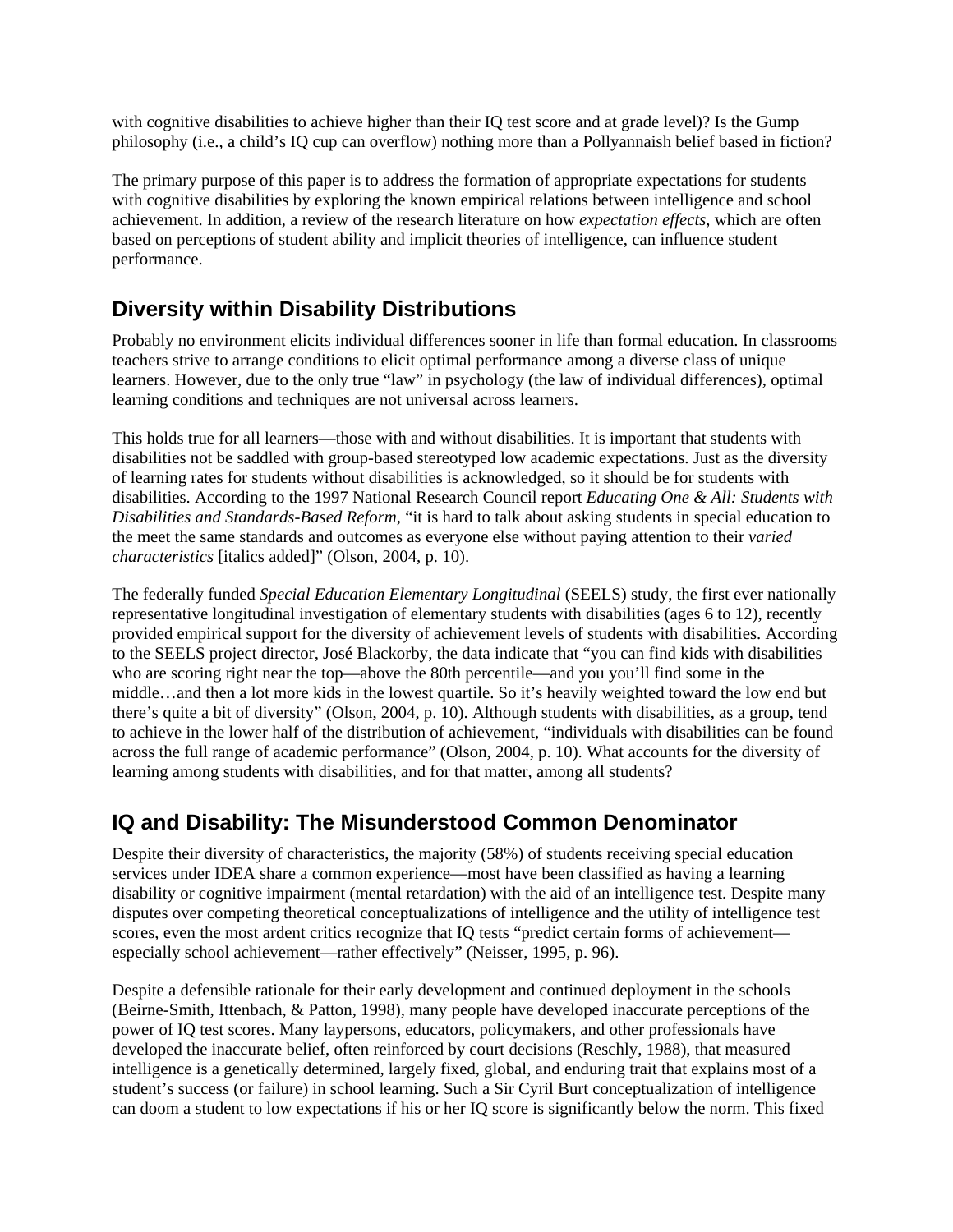with cognitive disabilities to achieve higher than their IQ test score and at grade level)? Is the Gump philosophy (i.e., a child's IQ cup can overflow) nothing more than a Pollyannaish belief based in fiction?

The primary purpose of this paper is to address the formation of appropriate expectations for students with cognitive disabilities by exploring the known empirical relations between intelligence and school achievement. In addition, a review of the research literature on how *expectation effects*, which are often based on perceptions of student ability and implicit theories of intelligence, can influence student performance.

## Diversity within Disability Distributions

Probably no environment elicits individual differences sooner in life than formal education. In classrooms teachers strive to arrange conditions to elicit optimal performance among a diverse class of unique learners. However, due to the only true "law" in psychology (the law of individual differences), optimal learning conditions and techniques are not universal across learners.

This holds true for all learners—those with and without disabilities. It is important that students with disabilities not be saddled with group-based stereotyped low academic expectations. Just as the diversity of learning rates for students without disabilities is acknowledged, so it should be for students with disabilities. According to the 1997 National Research Council report *Educating One & All: Students with Disabilities and Standards-Based Reform*, "it is hard to talk about asking students in special education to the meet the same standards and outcomes as everyone else without paying attention to their *varied characteristics* [italics added]" (Olson, 2004, p. 10).

The federally funded *Special Education Elementary Longitudinal* (SEELS) study, the first ever nationally representative longitudinal investigation of elementary students with disabilities (ages 6 to 12), recently provided empirical support for the diversity of achievement levels of students with disabilities. According to the SEELS project director, José Blackorby, the data indicate that "you can find kids with disabilities who are scoring right near the top—above the 80th percentile—and you you'll find some in the middle…and then a lot more kids in the lowest quartile. So it's heavily weighted toward the low end but there's quite a bit of diversity" (Olson, 2004, p. 10). Although students with disabilities, as a group, tend to achieve in the lower half of the distribution of achievement, "individuals with disabilities can be found across the full range of academic performance" (Olson, 2004, p. 10). What accounts for the diversity of learning among students with disabilities, and for that matter, among all students?

## IQ and Disability: The Misunderstood Common Denominator

Despite their diversity of characteristics, the majority (58%) of students receiving special education services under IDEA share a common experience—most have been classified as having a learning disability or cognitive impairment (mental retardation) with the aid of an intelligence test. Despite many disputes over competing theoretical conceptualizations of intelligence and the utility of intelligence test scores, even the most ardent critics recognize that IQ tests "predict certain forms of achievement—especially school achievement—rather effectively" (Neisser, 1995, p. 96).

Despite a defensible rationale for their early development and continued deployment in the schools (Beirne-Smith, Ittenbach, & Patton, 1998), many people have developed inaccurate perceptions of the power of IQ test scores. Many laypersons, educators, policymakers, and other professionals have developed the inaccurate belief, often reinforced by court decisions (Reschly, 1988), that measured intelligence is a genetically determined, largely fixed, global, and enduring trait that explains most of a student's success (or failure) in school learning. Such a Sir Cyril Burt conceptualization of intelligence can doom a student to low expectations if his or her IQ score is significantly below the norm. This fixed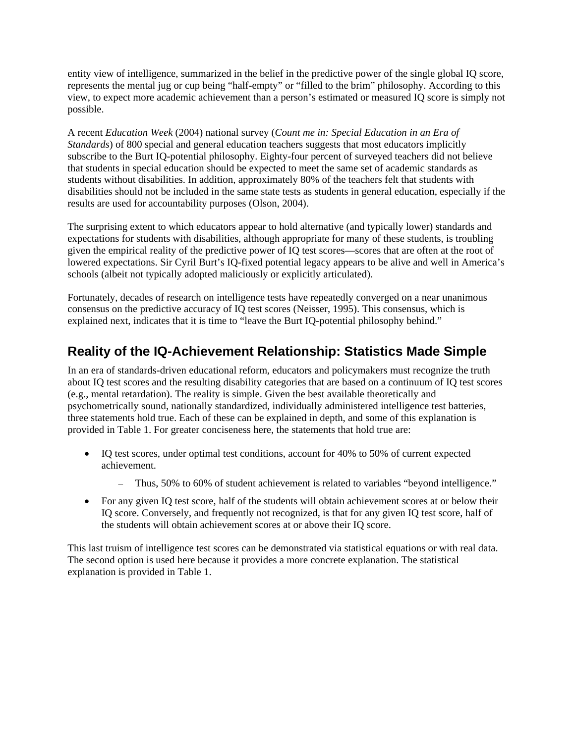entity view of intelligence, summarized in the belief in the predictive power of the single global IQ score, represents the mental jug or cup being "half-empty" or "filled to the brim" philosophy. According to this view, to expect more academic achievement than a person's estimated or measured IQ score is simply not possible.

A recent *Education Week* (2004) national survey (*Count me in: Special Education in an Era of Standards*) of 800 special and general education teachers suggests that most educators implicitly subscribe to the Burt IQ-potential philosophy. Eighty-four percent of surveyed teachers did not believe that students in special education should be expected to meet the same set of academic standards as students without disabilities. In addition, approximately 80% of the teachers felt that students with disabilities should not be included in the same state tests as students in general education, especially if the results are used for accountability purposes (Olson, 2004).

The surprising extent to which educators appear to hold alternative (and typically lower) standards and expectations for students with disabilities, although appropriate for many of these students, is troubling given the empirical reality of the predictive power of IQ test scores—scores that are often at the root of lowered expectations. Sir Cyril Burt's IQ-fixed potential legacy appears to be alive and well in America's schools (albeit not typically adopted maliciously or explicitly articulated).

Fortunately, decades of research on intelligence tests have repeatedly converged on a near unanimous consensus on the predictive accuracy of IQ test scores (Neisser, 1995). This consensus, which is explained next, indicates that it is time to "leave the Burt IQ-potential philosophy behind."

## Reality of the IQ-Achievement Relationship: Statistics Made Simple

In an era of standards-driven educational reform, educators and policymakers must recognize the truth about IQ test scores and the resulting disability categories that are based on a continuum of IQ test scores (e.g., mental retardation). The reality is simple. Given the best available theoretically and psychometrically sound, nationally standardized, individually administered intelligence test batteries, three statements hold true. Each of these can be explained in depth, and some of this explanation is provided in Table 1. For greater conciseness here, the statements that hold true are:

- IQ test scores, under optimal test conditions, account for 40% to 50% of current expected achievement.
  - Thus, 50% to 60% of student achievement is related to variables "beyond intelligence."
- For any given IQ test score, half of the students will obtain achievement scores at or below their IQ score. Conversely, and frequently not recognized, is that for any given IQ test score, half of the students will obtain achievement scores at or above their IQ score.

This last truism of intelligence test scores can be demonstrated via statistical equations or with real data. The second option is used here because it provides a more concrete explanation. The statistical explanation is provided in Table 1.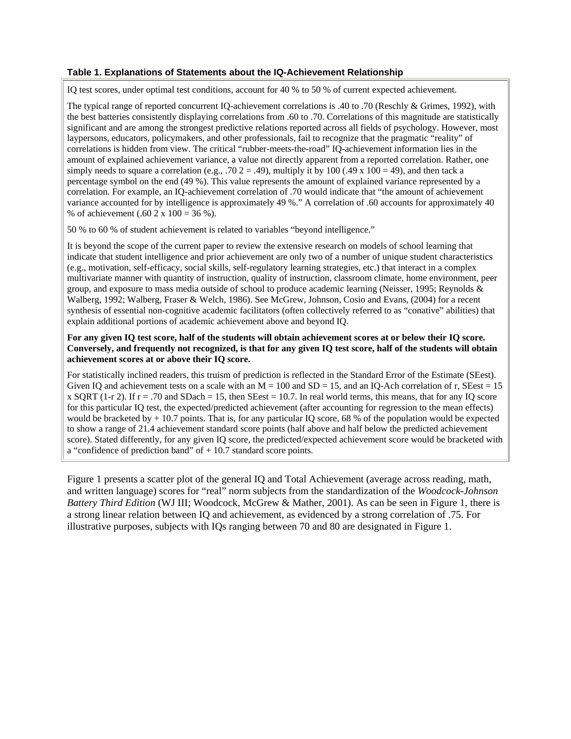**Table 1. Explanations of Statements about the IQ-Achievement Relationship**

IQ test scores, under optimal test conditions, account for 40 % to 50 % of current expected achievement.

The typical range of reported concurrent IQ-achievement correlations is .40 to .70 (Reschly & Grimes, 1992), with the best batteries consistently displaying correlations from .60 to .70. Correlations of this magnitude are statistically significant and are among the strongest predictive relations reported across all fields of psychology. However, most laypersons, educators, policymakers, and other professionals, fail to recognize that the pragmatic "reality" of correlations is hidden from view. The critical "rubber-meets-the-road" IQ-achievement information lies in the amount of explained achievement variance, a value not directly apparent from a reported correlation. Rather, one simply needs to square a correlation (e.g., $.70^2 = .49$), multiply it by 100 ($.49 \times 100 = 49$), and then tack a percentage symbol on the end (49 %). This value represents the amount of explained variance represented by a correlation. For example, an IQ-achievement correlation of .70 would indicate that "the amount of achievement variance accounted for by intelligence is approximately 49 %." A correlation of .60 accounts for approximately 40 % of achievement ($.60^2 \times 100 = 36$ %).

50 % to 60 % of student achievement is related to variables "beyond intelligence."

It is beyond the scope of the current paper to review the extensive research on models of school learning that indicate that student intelligence and prior achievement are only two of a number of unique student characteristics (e.g., motivation, self-efficacy, social skills, self-regulatory learning strategies, etc.) that interact in a complex multivariate manner with quantity of instruction, quality of instruction, classroom climate, home environment, peer group, and exposure to mass media outside of school to produce academic learning (Neisser, 1995; Reynolds & Walberg, 1992; Walberg, Fraser & Welch, 1986). See McGrew, Johnson, Cosio and Evans, (2004) for a recent synthesis of essential non-cognitive academic facilitators (often collectively referred to as "conative" abilities) that explain additional portions of academic achievement above and beyond IQ.

**For any given IQ test score, half of the students will obtain achievement scores at or below their IQ score. Conversely, and frequently not recognized, is that for any given IQ test score, half of the students will obtain achievement scores at or above their IQ score.**

For statistically inclined readers, this truism of prediction is reflected in the Standard Error of the Estimate (SEest). Given IQ and achievement tests on a scale with an M = 100 and SD = 15, and an IQ-Ach correlation of r, SEest = 15 x SQRT ($1-r^2$). If r = .70 and SDach = 15, then SEest = 10.7. In real world terms, this means, that for any IQ score for this particular IQ test, the expected/predicted achievement (after accounting for regression to the mean effects) would be bracketed by + 10.7 points. That is, for any particular IQ score, 68 % of the population would be expected to show a range of 21.4 achievement standard score points (half above and half below the predicted achievement score). Stated differently, for any given IQ score, the predicted/expected achievement score would be bracketed with a "confidence of prediction band" of + 10.7 standard score points.

Figure 1 presents a scatter plot of the general IQ and Total Achievement (average across reading, math, and written language) scores for "real" norm subjects from the standardization of the *Woodcock-Johnson Battery Third Edition* (WJ III; Woodcock, McGrew & Mather, 2001). As can be seen in Figure 1, there is a strong linear relation between IQ and achievement, as evidenced by a strong correlation of .75. For illustrative purposes, subjects with IQs ranging between 70 and 80 are designated in Figure 1.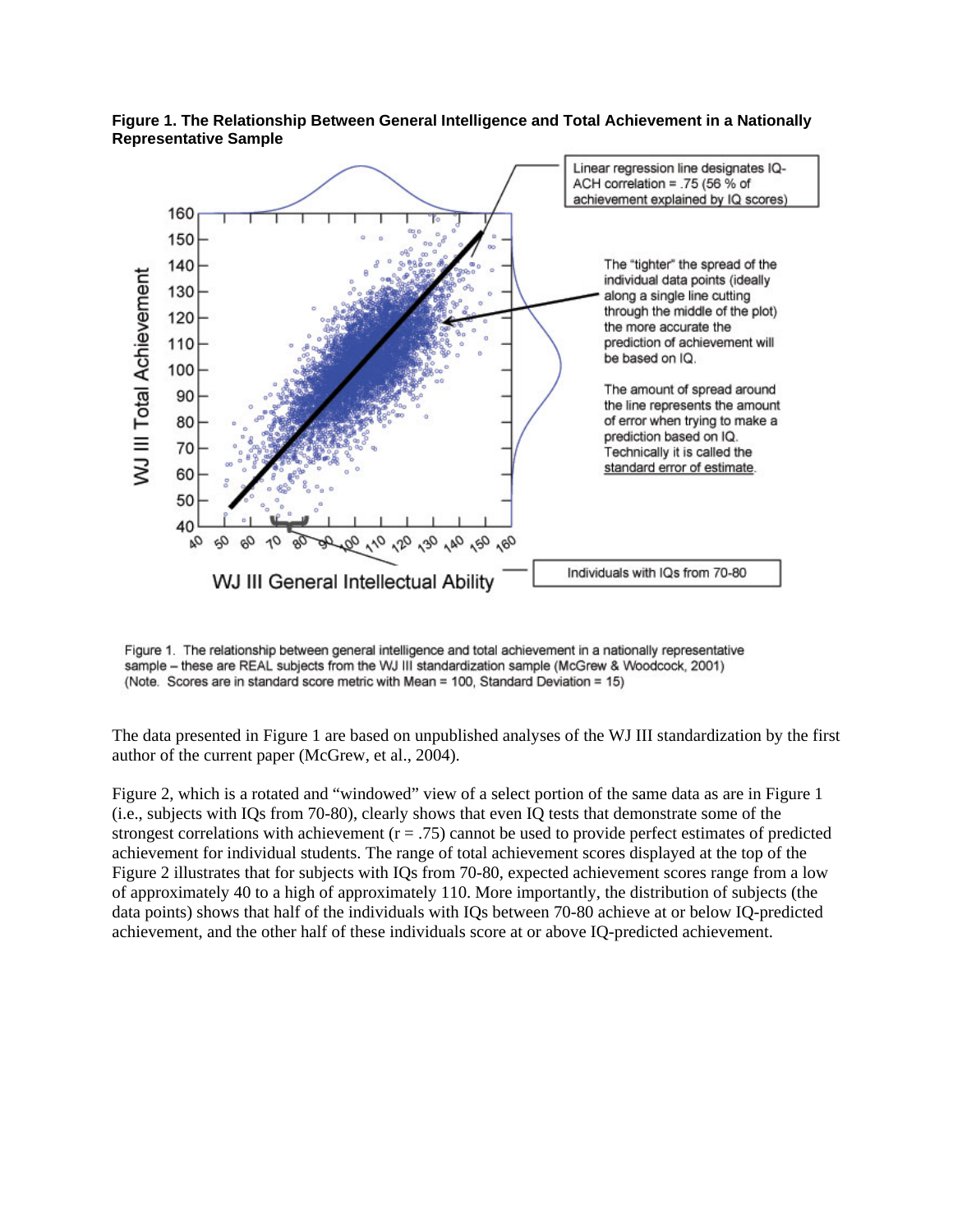**Figure 1. The Relationship Between General Intelligence and Total Achievement in a Nationally Representative Sample**

Figure 1. The relationship between general intelligence and total achievement in a nationally representative sample – these are REAL subjects from the WJ III standardization sample (McGrew & Woodcock, 2001) (Note. Scores are in standard score metric with Mean = 100, Standard Deviation = 15)

The data presented in Figure 1 are based on unpublished analyses of the WJ III standardization by the first author of the current paper (McGrew, et al., 2004).

Figure 2, which is a rotated and "windowed" view of a select portion of the same data as are in Figure 1 (i.e., subjects with IQs from 70-80), clearly shows that even IQ tests that demonstrate some of the strongest correlations with achievement ($r = .75$) cannot be used to provide perfect estimates of predicted achievement for individual students. The range of total achievement scores displayed at the top of the Figure 2 illustrates that for subjects with IQs from 70-80, expected achievement scores range from a low of approximately 40 to a high of approximately 110. More importantly, the distribution of subjects (the data points) shows that half of the individuals with IQs between 70-80 achieve at or below IQ-predicted achievement, and the other half of these individuals score at or above IQ-predicted achievement.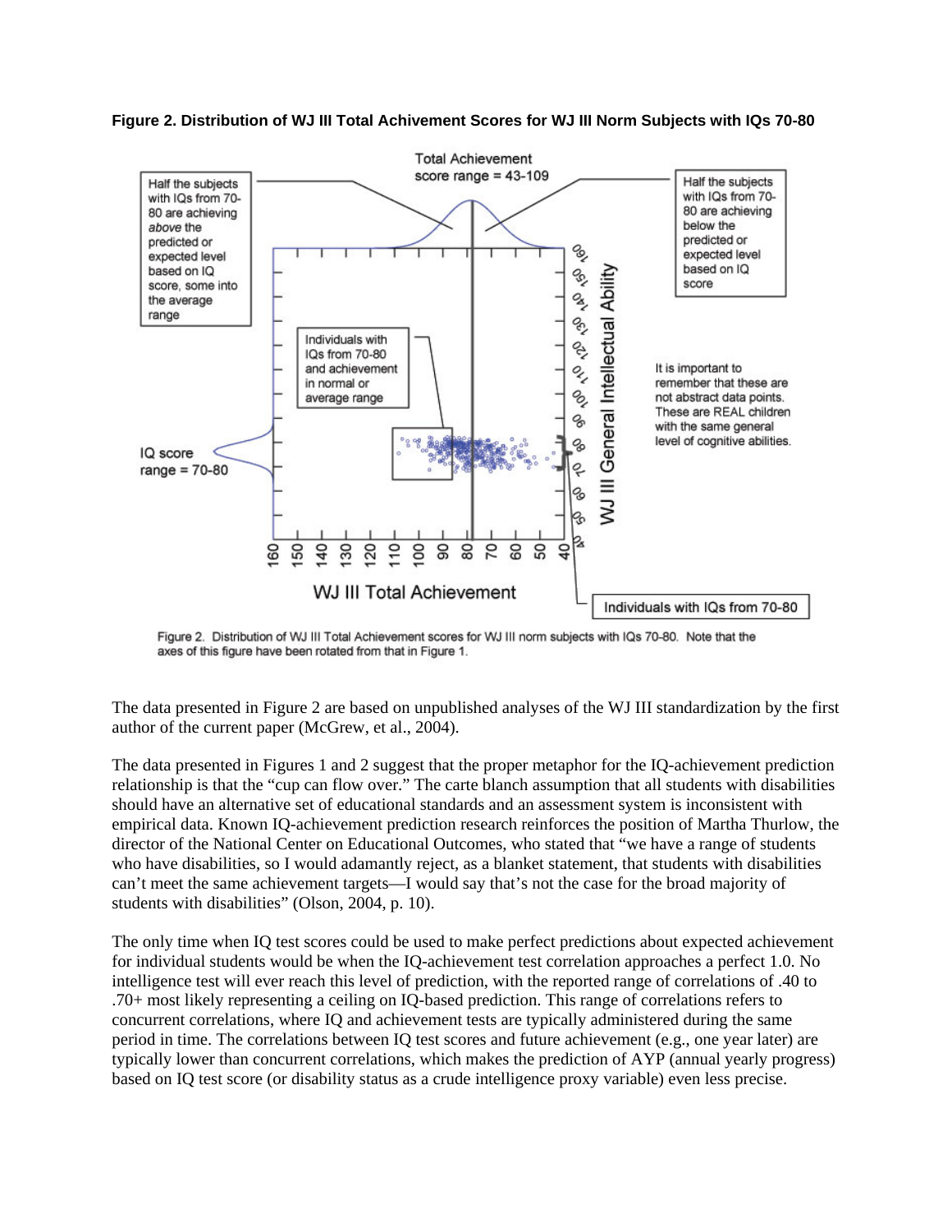**Figure 2. Distribution of WJ III Total Achivement Scores for WJ III Norm Subjects with IQs 70-80**

Figure 2. Distribution of WJ III Total Achievement scores for WJ III norm subjects with IQs 70-80. Note that the axes of this figure have been rotated from that in Figure 1.

The data presented in Figure 2 are based on unpublished analyses of the WJ III standardization by the first author of the current paper (McGrew, et al., 2004).

The data presented in Figures 1 and 2 suggest that the proper metaphor for the IQ-achievement prediction relationship is that the "cup can flow over." The carte blanch assumption that all students with disabilities should have an alternative set of educational standards and an assessment system is inconsistent with empirical data. Known IQ-achievement prediction research reinforces the position of Martha Thurlow, the director of the National Center on Educational Outcomes, who stated that "we have a range of students who have disabilities, so I would adamantly reject, as a blanket statement, that students with disabilities can't meet the same achievement targets—I would say that's not the case for the broad majority of students with disabilities" (Olson, 2004, p. 10).

The only time when IQ test scores could be used to make perfect predictions about expected achievement for individual students would be when the IQ-achievement test correlation approaches a perfect 1.0. No intelligence test will ever reach this level of prediction, with the reported range of correlations of .40 to .70+ most likely representing a ceiling on IQ-based prediction. This range of correlations refers to concurrent correlations, where IQ and achievement tests are typically administered during the same period in time. The correlations between IQ test scores and future achievement (e.g., one year later) are typically lower than concurrent correlations, which makes the prediction of AYP (annual yearly progress) based on IQ test score (or disability status as a crude intelligence proxy variable) even less precise.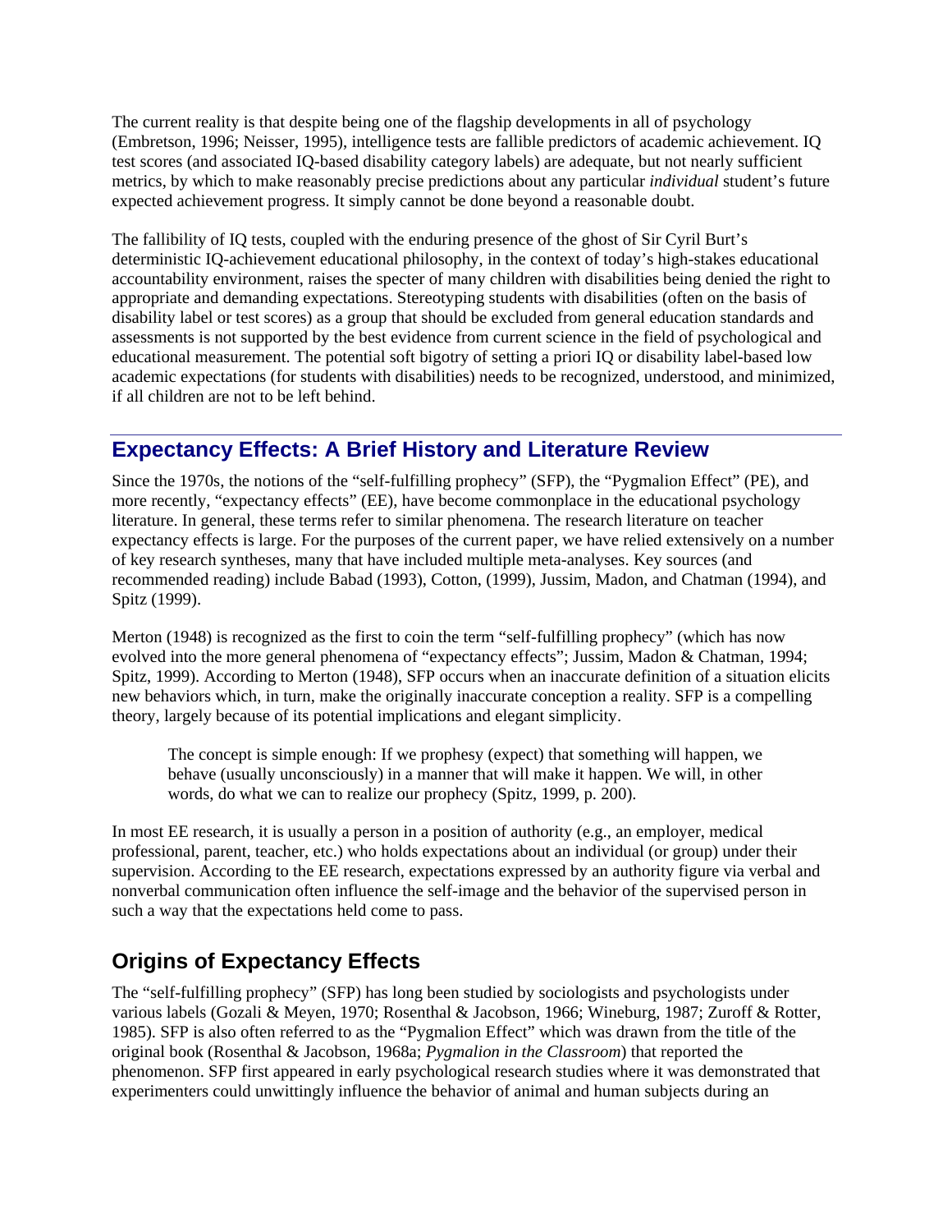The current reality is that despite being one of the flagship developments in all of psychology (Embretson, 1996; Neisser, 1995), intelligence tests are fallible predictors of academic achievement. IQ test scores (and associated IQ-based disability category labels) are adequate, but not nearly sufficient metrics, by which to make reasonably precise predictions about any particular *individual* student's future expected achievement progress. It simply cannot be done beyond a reasonable doubt.

The fallibility of IQ tests, coupled with the enduring presence of the ghost of Sir Cyril Burt's deterministic IQ-achievement educational philosophy, in the context of today's high-stakes educational accountability environment, raises the specter of many children with disabilities being denied the right to appropriate and demanding expectations. Stereotyping students with disabilities (often on the basis of disability label or test scores) as a group that should be excluded from general education standards and assessments is not supported by the best evidence from current science in the field of psychological and educational measurement. The potential soft bigotry of setting a priori IQ or disability label-based low academic expectations (for students with disabilities) needs to be recognized, understood, and minimized, if all children are not to be left behind.

## Expectancy Effects: A Brief History and Literature Review

Since the 1970s, the notions of the "self-fulfilling prophecy" (SFP), the "Pygmalion Effect" (PE), and more recently, "expectancy effects" (EE), have become commonplace in the educational psychology literature. In general, these terms refer to similar phenomena. The research literature on teacher expectancy effects is large. For the purposes of the current paper, we have relied extensively on a number of key research syntheses, many that have included multiple meta-analyses. Key sources (and recommended reading) include Babad (1993), Cotton, (1999), Jussim, Madon, and Chatman (1994), and Spitz (1999).

Merton (1948) is recognized as the first to coin the term "self-fulfilling prophecy" (which has now evolved into the more general phenomena of "expectancy effects"; Jussim, Madon & Chatman, 1994; Spitz, 1999). According to Merton (1948), SFP occurs when an inaccurate definition of a situation elicits new behaviors which, in turn, make the originally inaccurate conception a reality. SFP is a compelling theory, largely because of its potential implications and elegant simplicity.

> The concept is simple enough: If we prophesy (expect) that something will happen, we behave (usually unconsciously) in a manner that will make it happen. We will, in other words, do what we can to realize our prophecy (Spitz, 1999, p. 200).

In most EE research, it is usually a person in a position of authority (e.g., an employer, medical professional, parent, teacher, etc.) who holds expectations about an individual (or group) under their supervision. According to the EE research, expectations expressed by an authority figure via verbal and nonverbal communication often influence the self-image and the behavior of the supervised person in such a way that the expectations held come to pass.

## Origins of Expectancy Effects

The "self-fulfilling prophecy" (SFP) has long been studied by sociologists and psychologists under various labels (Gozali & Meyen, 1970; Rosenthal & Jacobson, 1966; Wineburg, 1987; Zuroff & Rotter, 1985). SFP is also often referred to as the "Pygmalion Effect" which was drawn from the title of the original book (Rosenthal & Jacobson, 1968a; *Pygmalion in the Classroom*) that reported the phenomenon. SFP first appeared in early psychological research studies where it was demonstrated that experimenters could unwittingly influence the behavior of animal and human subjects during an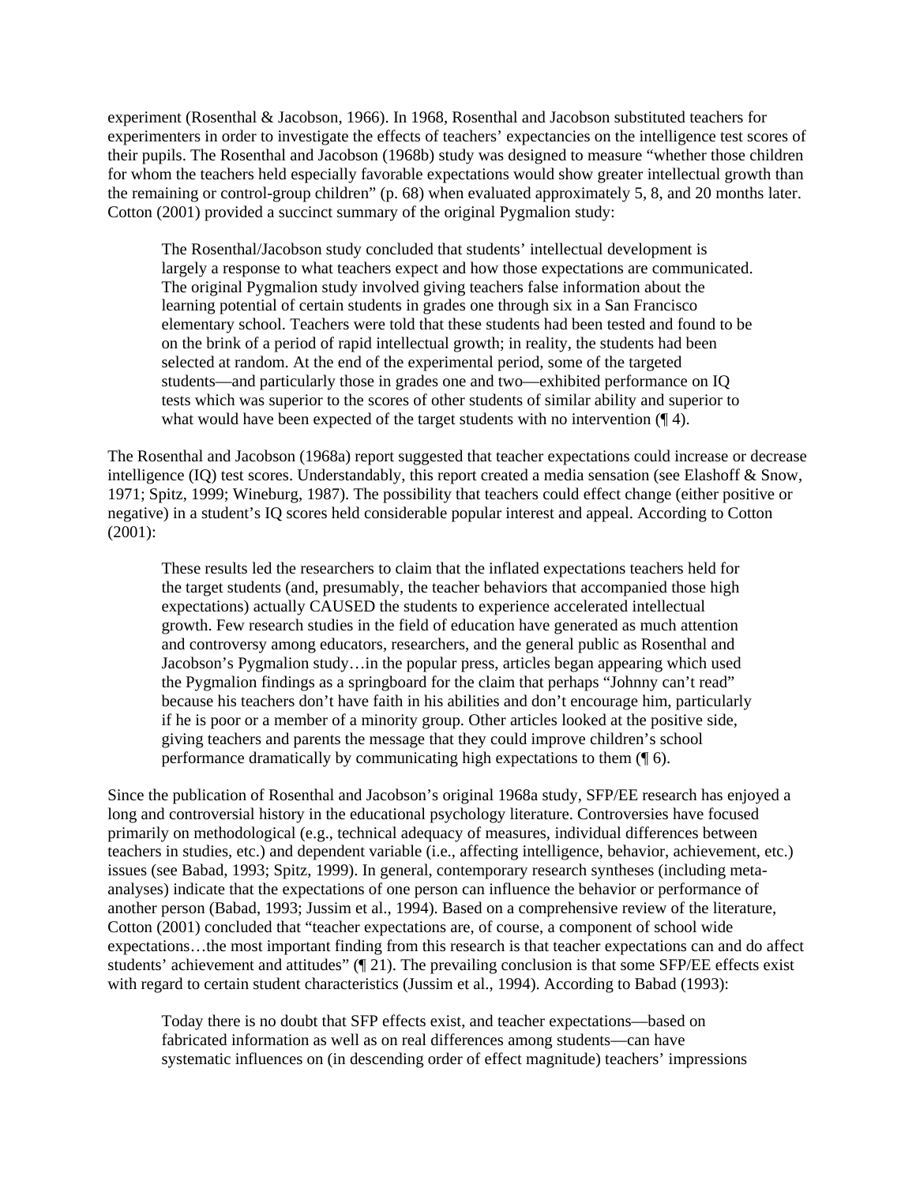experiment (Rosenthal & Jacobson, 1966). In 1968, Rosenthal and Jacobson substituted teachers for experimenters in order to investigate the effects of teachers' expectancies on the intelligence test scores of their pupils. The Rosenthal and Jacobson (1968b) study was designed to measure "whether those children for whom the teachers held especially favorable expectations would show greater intellectual growth than the remaining or control-group children" (p. 68) when evaluated approximately 5, 8, and 20 months later. Cotton (2001) provided a succinct summary of the original Pygmalion study:

> The Rosenthal/Jacobson study concluded that students' intellectual development is largely a response to what teachers expect and how those expectations are communicated. The original Pygmalion study involved giving teachers false information about the learning potential of certain students in grades one through six in a San Francisco elementary school. Teachers were told that these students had been tested and found to be on the brink of a period of rapid intellectual growth; in reality, the students had been selected at random. At the end of the experimental period, some of the targeted students—and particularly those in grades one and two—exhibited performance on IQ tests which was superior to the scores of other students of similar ability and superior to what would have been expected of the target students with no intervention (¶ 4).

The Rosenthal and Jacobson (1968a) report suggested that teacher expectations could increase or decrease intelligence (IQ) test scores. Understandably, this report created a media sensation (see Elashoff & Snow, 1971; Spitz, 1999; Wineburg, 1987). The possibility that teachers could effect change (either positive or negative) in a student's IQ scores held considerable popular interest and appeal. According to Cotton (2001):

> These results led the researchers to claim that the inflated expectations teachers held for the target students (and, presumably, the teacher behaviors that accompanied those high expectations) actually CAUSED the students to experience accelerated intellectual growth. Few research studies in the field of education have generated as much attention and controversy among educators, researchers, and the general public as Rosenthal and Jacobson's Pygmalion study…in the popular press, articles began appearing which used the Pygmalion findings as a springboard for the claim that perhaps "Johnny can't read" because his teachers don't have faith in his abilities and don't encourage him, particularly if he is poor or a member of a minority group. Other articles looked at the positive side, giving teachers and parents the message that they could improve children's school performance dramatically by communicating high expectations to them (¶ 6).

Since the publication of Rosenthal and Jacobson's original 1968a study, SFP/EE research has enjoyed a long and controversial history in the educational psychology literature. Controversies have focused primarily on methodological (e.g., technical adequacy of measures, individual differences between teachers in studies, etc.) and dependent variable (i.e., affecting intelligence, behavior, achievement, etc.) issues (see Babad, 1993; Spitz, 1999). In general, contemporary research syntheses (including meta-analyses) indicate that the expectations of one person can influence the behavior or performance of another person (Babad, 1993; Jussim et al., 1994). Based on a comprehensive review of the literature, Cotton (2001) concluded that "teacher expectations are, of course, a component of school wide expectations…the most important finding from this research is that teacher expectations can and do affect students' achievement and attitudes" (¶ 21). The prevailing conclusion is that some SFP/EE effects exist with regard to certain student characteristics (Jussim et al., 1994). According to Babad (1993):

> Today there is no doubt that SFP effects exist, and teacher expectations—based on fabricated information as well as on real differences among students—can have systematic influences on (in descending order of effect magnitude) teachers' impressions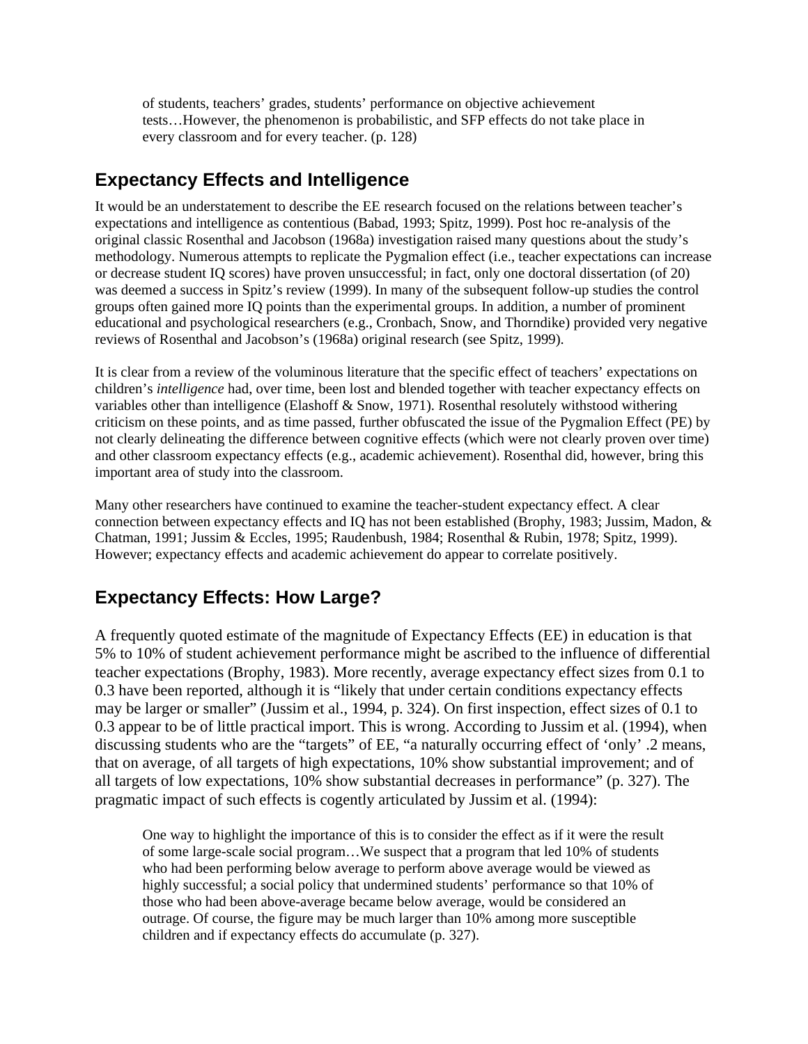> of students, teachers' grades, students' performance on objective achievement tests…However, the phenomenon is probabilistic, and SFP effects do not take place in every classroom and for every teacher. (p. 128)

## Expectancy Effects and Intelligence

It would be an understatement to describe the EE research focused on the relations between teacher's expectations and intelligence as contentious (Babad, 1993; Spitz, 1999). Post hoc re-analysis of the original classic Rosenthal and Jacobson (1968a) investigation raised many questions about the study's methodology. Numerous attempts to replicate the Pygmalion effect (i.e., teacher expectations can increase or decrease student IQ scores) have proven unsuccessful; in fact, only one doctoral dissertation (of 20) was deemed a success in Spitz's review (1999). In many of the subsequent follow-up studies the control groups often gained more IQ points than the experimental groups. In addition, a number of prominent educational and psychological researchers (e.g., Cronbach, Snow, and Thorndike) provided very negative reviews of Rosenthal and Jacobson's (1968a) original research (see Spitz, 1999).

It is clear from a review of the voluminous literature that the specific effect of teachers' expectations on children's *intelligence* had, over time, been lost and blended together with teacher expectancy effects on variables other than intelligence (Elashoff & Snow, 1971). Rosenthal resolutely withstood withering criticism on these points, and as time passed, further obfuscated the issue of the Pygmalion Effect (PE) by not clearly delineating the difference between cognitive effects (which were not clearly proven over time) and other classroom expectancy effects (e.g., academic achievement). Rosenthal did, however, bring this important area of study into the classroom.

Many other researchers have continued to examine the teacher-student expectancy effect. A clear connection between expectancy effects and IQ has not been established (Brophy, 1983; Jussim, Madon, & Chatman, 1991; Jussim & Eccles, 1995; Raudenbush, 1984; Rosenthal & Rubin, 1978; Spitz, 1999). However; expectancy effects and academic achievement do appear to correlate positively.

## Expectancy Effects: How Large?

A frequently quoted estimate of the magnitude of Expectancy Effects (EE) in education is that 5% to 10% of student achievement performance might be ascribed to the influence of differential teacher expectations (Brophy, 1983). More recently, average expectancy effect sizes from 0.1 to 0.3 have been reported, although it is "likely that under certain conditions expectancy effects may be larger or smaller" (Jussim et al., 1994, p. 324). On first inspection, effect sizes of 0.1 to 0.3 appear to be of little practical import. This is wrong. According to Jussim et al. (1994), when discussing students who are the "targets" of EE, "a naturally occurring effect of 'only' .2 means, that on average, of all targets of high expectations, 10% show substantial improvement; and of all targets of low expectations, 10% show substantial decreases in performance" (p. 327). The pragmatic impact of such effects is cogently articulated by Jussim et al. (1994):

> One way to highlight the importance of this is to consider the effect as if it were the result of some large-scale social program…We suspect that a program that led 10% of students who had been performing below average to perform above average would be viewed as highly successful; a social policy that undermined students' performance so that 10% of those who had been above-average became below average, would be considered an outrage. Of course, the figure may be much larger than 10% among more susceptible children and if expectancy effects do accumulate (p. 327).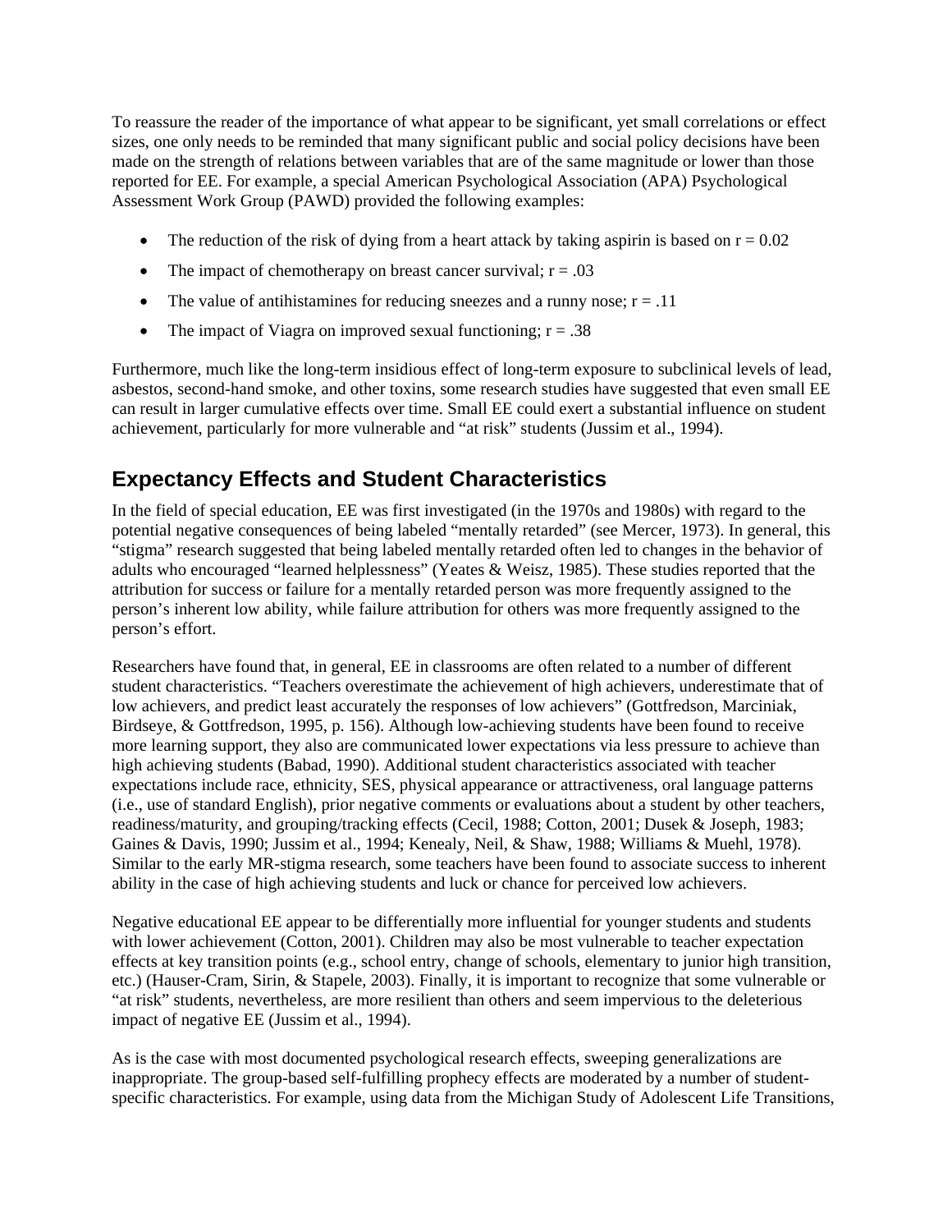To reassure the reader of the importance of what appear to be significant, yet small correlations or effect sizes, one only needs to be reminded that many significant public and social policy decisions have been made on the strength of relations between variables that are of the same magnitude or lower than those reported for EE. For example, a special American Psychological Association (APA) Psychological Assessment Work Group (PAWD) provided the following examples:

- The reduction of the risk of dying from a heart attack by taking aspirin is based on $r = 0.02$
- The impact of chemotherapy on breast cancer survival; $r = .03$
- The value of antihistamines for reducing sneezes and a runny nose; $r = .11$
- The impact of Viagra on improved sexual functioning; $r = .38$

Furthermore, much like the long-term insidious effect of long-term exposure to subclinical levels of lead, asbestos, second-hand smoke, and other toxins, some research studies have suggested that even small EE can result in larger cumulative effects over time. Small EE could exert a substantial influence on student achievement, particularly for more vulnerable and "at risk" students (Jussim et al., 1994).

## Expectancy Effects and Student Characteristics

In the field of special education, EE was first investigated (in the 1970s and 1980s) with regard to the potential negative consequences of being labeled "mentally retarded" (see Mercer, 1973). In general, this "stigma" research suggested that being labeled mentally retarded often led to changes in the behavior of adults who encouraged "learned helplessness" (Yeates & Weisz, 1985). These studies reported that the attribution for success or failure for a mentally retarded person was more frequently assigned to the person's inherent low ability, while failure attribution for others was more frequently assigned to the person's effort.

Researchers have found that, in general, EE in classrooms are often related to a number of different student characteristics. "Teachers overestimate the achievement of high achievers, underestimate that of low achievers, and predict least accurately the responses of low achievers" (Gottfredson, Marciniak, Birdseye, & Gottfredson, 1995, p. 156). Although low-achieving students have been found to receive more learning support, they also are communicated lower expectations via less pressure to achieve than high achieving students (Babad, 1990). Additional student characteristics associated with teacher expectations include race, ethnicity, SES, physical appearance or attractiveness, oral language patterns (i.e., use of standard English), prior negative comments or evaluations about a student by other teachers, readiness/maturity, and grouping/tracking effects (Cecil, 1988; Cotton, 2001; Dusek & Joseph, 1983; Gaines & Davis, 1990; Jussim et al., 1994; Kenealy, Neil, & Shaw, 1988; Williams & Muehl, 1978). Similar to the early MR-stigma research, some teachers have been found to associate success to inherent ability in the case of high achieving students and luck or chance for perceived low achievers.

Negative educational EE appear to be differentially more influential for younger students and students with lower achievement (Cotton, 2001). Children may also be most vulnerable to teacher expectation effects at key transition points (e.g., school entry, change of schools, elementary to junior high transition, etc.) (Hauser-Cram, Sirin, & Stapele, 2003). Finally, it is important to recognize that some vulnerable or "at risk" students, nevertheless, are more resilient than others and seem impervious to the deleterious impact of negative EE (Jussim et al., 1994).

As is the case with most documented psychological research effects, sweeping generalizations are inappropriate. The group-based self-fulfilling prophecy effects are moderated by a number of student-specific characteristics. For example, using data from the Michigan Study of Adolescent Life Transitions,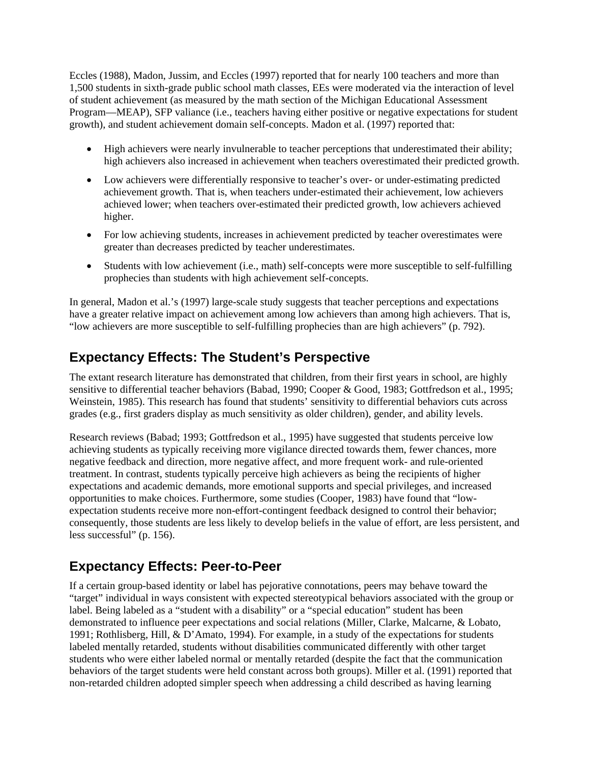Eccles (1988), Madon, Jussim, and Eccles (1997) reported that for nearly 100 teachers and more than 1,500 students in sixth-grade public school math classes, EEs were moderated via the interaction of level of student achievement (as measured by the math section of the Michigan Educational Assessment Program—MEAP), SFP valiance (i.e., teachers having either positive or negative expectations for student growth), and student achievement domain self-concepts. Madon et al. (1997) reported that:

- High achievers were nearly invulnerable to teacher perceptions that underestimated their ability; high achievers also increased in achievement when teachers overestimated their predicted growth.
- Low achievers were differentially responsive to teacher's over- or under-estimating predicted achievement growth. That is, when teachers under-estimated their achievement, low achievers achieved lower; when teachers over-estimated their predicted growth, low achievers achieved higher.
- For low achieving students, increases in achievement predicted by teacher overestimates were greater than decreases predicted by teacher underestimates.
- Students with low achievement (i.e., math) self-concepts were more susceptible to self-fulfilling prophecies than students with high achievement self-concepts.

In general, Madon et al.'s (1997) large-scale study suggests that teacher perceptions and expectations have a greater relative impact on achievement among low achievers than among high achievers. That is, "low achievers are more susceptible to self-fulfilling prophecies than are high achievers" (p. 792).

## Expectancy Effects: The Student's Perspective

The extant research literature has demonstrated that children, from their first years in school, are highly sensitive to differential teacher behaviors (Babad, 1990; Cooper & Good, 1983; Gottfredson et al., 1995; Weinstein, 1985). This research has found that students' sensitivity to differential behaviors cuts across grades (e.g., first graders display as much sensitivity as older children), gender, and ability levels.

Research reviews (Babad; 1993; Gottfredson et al., 1995) have suggested that students perceive low achieving students as typically receiving more vigilance directed towards them, fewer chances, more negative feedback and direction, more negative affect, and more frequent work- and rule-oriented treatment. In contrast, students typically perceive high achievers as being the recipients of higher expectations and academic demands, more emotional supports and special privileges, and increased opportunities to make choices. Furthermore, some studies (Cooper, 1983) have found that "low-expectation students receive more non-effort-contingent feedback designed to control their behavior; consequently, those students are less likely to develop beliefs in the value of effort, are less persistent, and less successful" (p. 156).

## Expectancy Effects: Peer-to-Peer

If a certain group-based identity or label has pejorative connotations, peers may behave toward the "target" individual in ways consistent with expected stereotypical behaviors associated with the group or label. Being labeled as a "student with a disability" or a "special education" student has been demonstrated to influence peer expectations and social relations (Miller, Clarke, Malcarne, & Lobato, 1991; Rothlisberg, Hill, & D'Amato, 1994). For example, in a study of the expectations for students labeled mentally retarded, students without disabilities communicated differently with other target students who were either labeled normal or mentally retarded (despite the fact that the communication behaviors of the target students were held constant across both groups). Miller et al. (1991) reported that non-retarded children adopted simpler speech when addressing a child described as having learning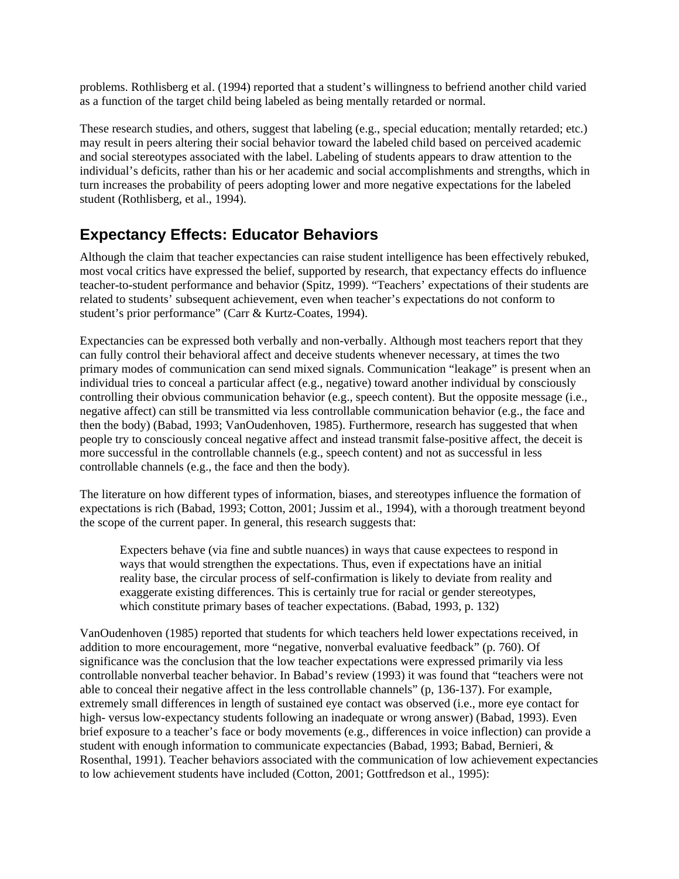problems. Rothlisberg et al. (1994) reported that a student's willingness to befriend another child varied as a function of the target child being labeled as being mentally retarded or normal.

These research studies, and others, suggest that labeling (e.g., special education; mentally retarded; etc.) may result in peers altering their social behavior toward the labeled child based on perceived academic and social stereotypes associated with the label. Labeling of students appears to draw attention to the individual's deficits, rather than his or her academic and social accomplishments and strengths, which in turn increases the probability of peers adopting lower and more negative expectations for the labeled student (Rothlisberg, et al., 1994).

## Expectancy Effects: Educator Behaviors

Although the claim that teacher expectancies can raise student intelligence has been effectively rebuked, most vocal critics have expressed the belief, supported by research, that expectancy effects do influence teacher-to-student performance and behavior (Spitz, 1999). "Teachers' expectations of their students are related to students' subsequent achievement, even when teacher's expectations do not conform to student's prior performance" (Carr & Kurtz-Coates, 1994).

Expectancies can be expressed both verbally and non-verbally. Although most teachers report that they can fully control their behavioral affect and deceive students whenever necessary, at times the two primary modes of communication can send mixed signals. Communication "leakage" is present when an individual tries to conceal a particular affect (e.g., negative) toward another individual by consciously controlling their obvious communication behavior (e.g., speech content). But the opposite message (i.e., negative affect) can still be transmitted via less controllable communication behavior (e.g., the face and then the body) (Babad, 1993; VanOudenhoven, 1985). Furthermore, research has suggested that when people try to consciously conceal negative affect and instead transmit false-positive affect, the deceit is more successful in the controllable channels (e.g., speech content) and not as successful in less controllable channels (e.g., the face and then the body).

The literature on how different types of information, biases, and stereotypes influence the formation of expectations is rich (Babad, 1993; Cotton, 2001; Jussim et al., 1994), with a thorough treatment beyond the scope of the current paper. In general, this research suggests that:

> Expecters behave (via fine and subtle nuances) in ways that cause expectees to respond in ways that would strengthen the expectations. Thus, even if expectations have an initial reality base, the circular process of self-confirmation is likely to deviate from reality and exaggerate existing differences. This is certainly true for racial or gender stereotypes, which constitute primary bases of teacher expectations. (Babad, 1993, p. 132)

VanOudenhoven (1985) reported that students for which teachers held lower expectations received, in addition to more encouragement, more "negative, nonverbal evaluative feedback" (p. 760). Of significance was the conclusion that the low teacher expectations were expressed primarily via less controllable nonverbal teacher behavior. In Babad's review (1993) it was found that "teachers were not able to conceal their negative affect in the less controllable channels" (p, 136-137). For example, extremely small differences in length of sustained eye contact was observed (i.e., more eye contact for high- versus low-expectancy students following an inadequate or wrong answer) (Babad, 1993). Even brief exposure to a teacher's face or body movements (e.g., differences in voice inflection) can provide a student with enough information to communicate expectancies (Babad, 1993; Babad, Bernieri, & Rosenthal, 1991). Teacher behaviors associated with the communication of low achievement expectancies to low achievement students have included (Cotton, 2001; Gottfredson et al., 1995):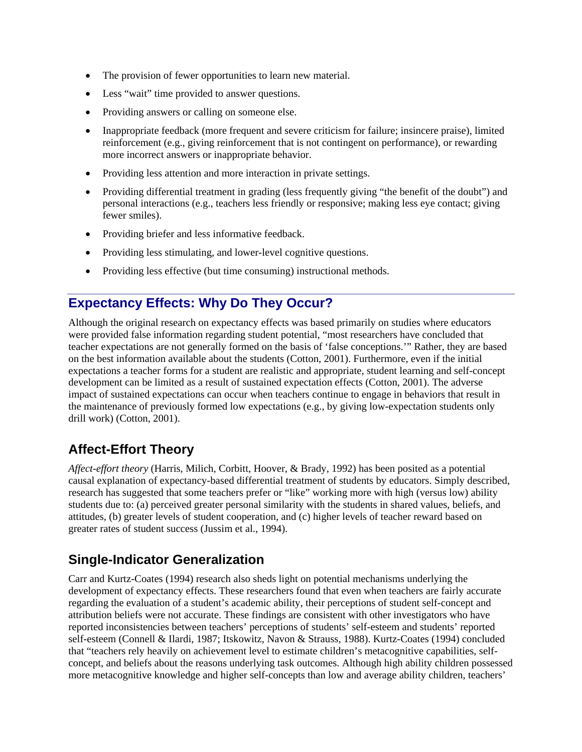- The provision of fewer opportunities to learn new material.
- Less "wait" time provided to answer questions.
- Providing answers or calling on someone else.
- Inappropriate feedback (more frequent and severe criticism for failure; insincere praise), limited reinforcement (e.g., giving reinforcement that is not contingent on performance), or rewarding more incorrect answers or inappropriate behavior.
- Providing less attention and more interaction in private settings.
- Providing differential treatment in grading (less frequently giving "the benefit of the doubt") and personal interactions (e.g., teachers less friendly or responsive; making less eye contact; giving fewer smiles).
- Providing briefer and less informative feedback.
- Providing less stimulating, and lower-level cognitive questions.
- Providing less effective (but time consuming) instructional methods.

## Expectancy Effects: Why Do They Occur?

Although the original research on expectancy effects was based primarily on studies where educators were provided false information regarding student potential, "most researchers have concluded that teacher expectations are not generally formed on the basis of 'false conceptions.'" Rather, they are based on the best information available about the students (Cotton, 2001). Furthermore, even if the initial expectations a teacher forms for a student are realistic and appropriate, student learning and self-concept development can be limited as a result of sustained expectation effects (Cotton, 2001). The adverse impact of sustained expectations can occur when teachers continue to engage in behaviors that result in the maintenance of previously formed low expectations (e.g., by giving low-expectation students only drill work) (Cotton, 2001).

## Affect-Effort Theory

*Affect-effort theory* (Harris, Milich, Corbitt, Hoover, & Brady, 1992) has been posited as a potential causal explanation of expectancy-based differential treatment of students by educators. Simply described, research has suggested that some teachers prefer or "like" working more with high (versus low) ability students due to: (a) perceived greater personal similarity with the students in shared values, beliefs, and attitudes, (b) greater levels of student cooperation, and (c) higher levels of teacher reward based on greater rates of student success (Jussim et al., 1994).

## Single-Indicator Generalization

Carr and Kurtz-Coates (1994) research also sheds light on potential mechanisms underlying the development of expectancy effects. These researchers found that even when teachers are fairly accurate regarding the evaluation of a student's academic ability, their perceptions of student self-concept and attribution beliefs were not accurate. These findings are consistent with other investigators who have reported inconsistencies between teachers' perceptions of students' self-esteem and students' reported self-esteem (Connell & Ilardi, 1987; Itskowitz, Navon & Strauss, 1988). Kurtz-Coates (1994) concluded that "teachers rely heavily on achievement level to estimate children's metacognitive capabilities, self-concept, and beliefs about the reasons underlying task outcomes. Although high ability children possessed more metacognitive knowledge and higher self-concepts than low and average ability children, teachers'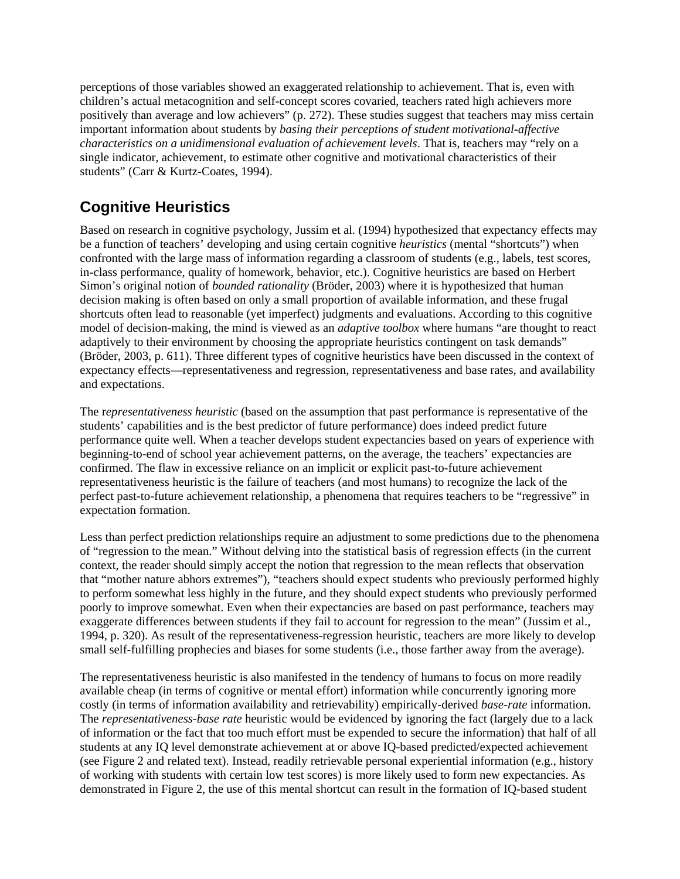perceptions of those variables showed an exaggerated relationship to achievement. That is, even with children's actual metacognition and self-concept scores covaried, teachers rated high achievers more positively than average and low achievers" (p. 272). These studies suggest that teachers may miss certain important information about students by *basing their perceptions of student motivational-affective characteristics on a unidimensional evaluation of achievement levels*. That is, teachers may "rely on a single indicator, achievement, to estimate other cognitive and motivational characteristics of their students" (Carr & Kurtz-Coates, 1994).

## Cognitive Heuristics

Based on research in cognitive psychology, Jussim et al. (1994) hypothesized that expectancy effects may be a function of teachers' developing and using certain cognitive *heuristics* (mental "shortcuts") when confronted with the large mass of information regarding a classroom of students (e.g., labels, test scores, in-class performance, quality of homework, behavior, etc.). Cognitive heuristics are based on Herbert Simon's original notion of *bounded rationality* (Bröder, 2003) where it is hypothesized that human decision making is often based on only a small proportion of available information, and these frugal shortcuts often lead to reasonable (yet imperfect) judgments and evaluations. According to this cognitive model of decision-making, the mind is viewed as an *adaptive toolbox* where humans "are thought to react adaptively to their environment by choosing the appropriate heuristics contingent on task demands" (Bröder, 2003, p. 611). Three different types of cognitive heuristics have been discussed in the context of expectancy effects—representativeness and regression, representativeness and base rates, and availability and expectations.

The r*epresentativeness heuristic* (based on the assumption that past performance is representative of the students' capabilities and is the best predictor of future performance) does indeed predict future performance quite well. When a teacher develops student expectancies based on years of experience with beginning-to-end of school year achievement patterns, on the average, the teachers' expectancies are confirmed. The flaw in excessive reliance on an implicit or explicit past-to-future achievement representativeness heuristic is the failure of teachers (and most humans) to recognize the lack of the perfect past-to-future achievement relationship, a phenomena that requires teachers to be "regressive" in expectation formation.

Less than perfect prediction relationships require an adjustment to some predictions due to the phenomena of "regression to the mean." Without delving into the statistical basis of regression effects (in the current context, the reader should simply accept the notion that regression to the mean reflects that observation that "mother nature abhors extremes"), "teachers should expect students who previously performed highly to perform somewhat less highly in the future, and they should expect students who previously performed poorly to improve somewhat. Even when their expectancies are based on past performance, teachers may exaggerate differences between students if they fail to account for regression to the mean" (Jussim et al., 1994, p. 320). As result of the representativeness-regression heuristic, teachers are more likely to develop small self-fulfilling prophecies and biases for some students (i.e., those farther away from the average).

The representativeness heuristic is also manifested in the tendency of humans to focus on more readily available cheap (in terms of cognitive or mental effort) information while concurrently ignoring more costly (in terms of information availability and retrievability) empirically-derived *base-rate* information. The *representativeness-base rate* heuristic would be evidenced by ignoring the fact (largely due to a lack of information or the fact that too much effort must be expended to secure the information) that half of all students at any IQ level demonstrate achievement at or above IQ-based predicted/expected achievement (see Figure 2 and related text). Instead, readily retrievable personal experiential information (e.g., history of working with students with certain low test scores) is more likely used to form new expectancies. As demonstrated in Figure 2, the use of this mental shortcut can result in the formation of IQ-based student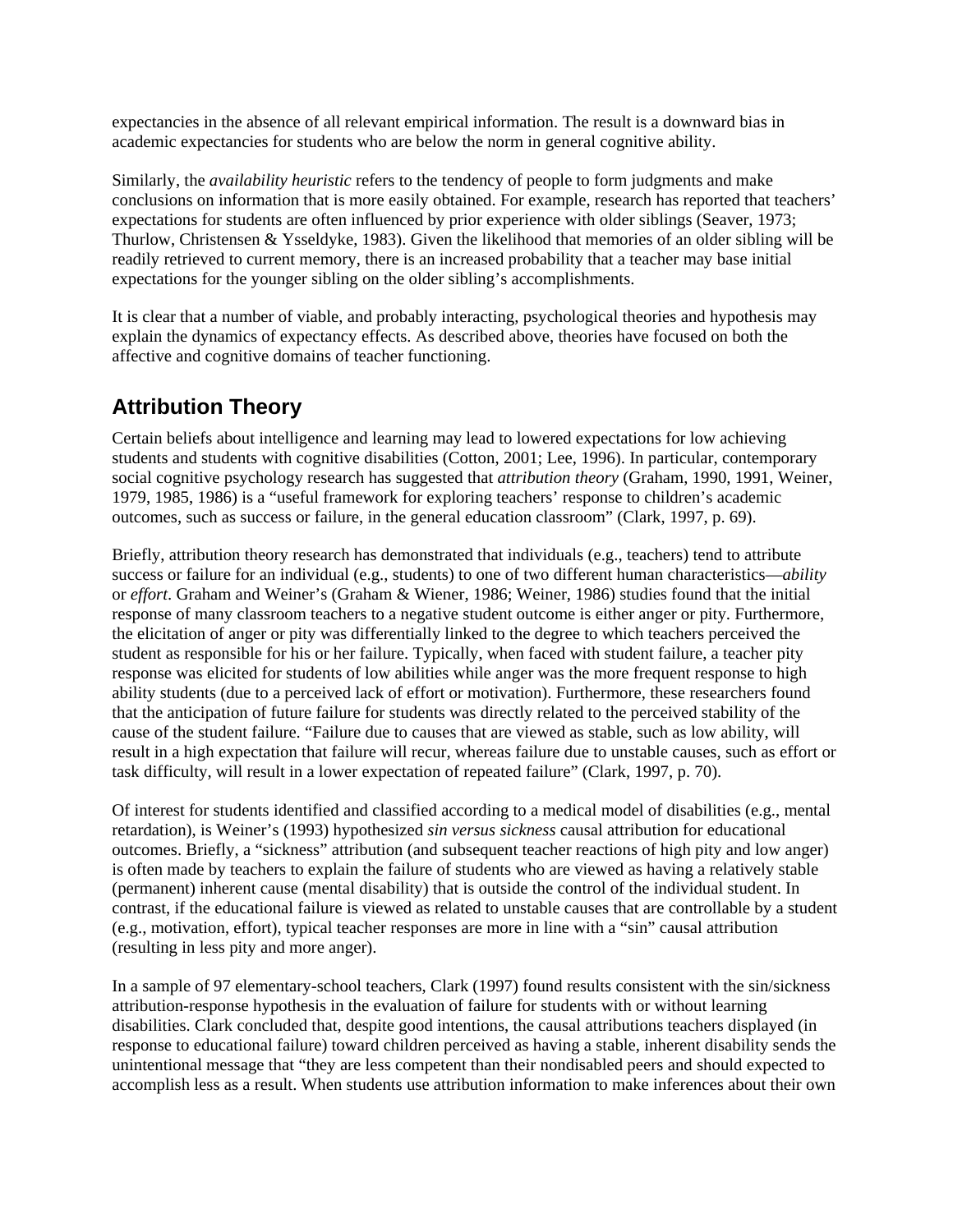expectancies in the absence of all relevant empirical information. The result is a downward bias in academic expectancies for students who are below the norm in general cognitive ability.

Similarly, the *availability heuristic* refers to the tendency of people to form judgments and make conclusions on information that is more easily obtained. For example, research has reported that teachers' expectations for students are often influenced by prior experience with older siblings (Seaver, 1973; Thurlow, Christensen & Ysseldyke, 1983). Given the likelihood that memories of an older sibling will be readily retrieved to current memory, there is an increased probability that a teacher may base initial expectations for the younger sibling on the older sibling's accomplishments.

It is clear that a number of viable, and probably interacting, psychological theories and hypothesis may explain the dynamics of expectancy effects. As described above, theories have focused on both the affective and cognitive domains of teacher functioning.

## Attribution Theory

Certain beliefs about intelligence and learning may lead to lowered expectations for low achieving students and students with cognitive disabilities (Cotton, 2001; Lee, 1996). In particular, contemporary social cognitive psychology research has suggested that *attribution theory* (Graham, 1990, 1991, Weiner, 1979, 1985, 1986) is a "useful framework for exploring teachers' response to children's academic outcomes, such as success or failure, in the general education classroom" (Clark, 1997, p. 69).

Briefly, attribution theory research has demonstrated that individuals (e.g., teachers) tend to attribute success or failure for an individual (e.g., students) to one of two different human characteristics—*ability* or *effort*. Graham and Weiner's (Graham & Wiener, 1986; Weiner, 1986) studies found that the initial response of many classroom teachers to a negative student outcome is either anger or pity. Furthermore, the elicitation of anger or pity was differentially linked to the degree to which teachers perceived the student as responsible for his or her failure. Typically, when faced with student failure, a teacher pity response was elicited for students of low abilities while anger was the more frequent response to high ability students (due to a perceived lack of effort or motivation). Furthermore, these researchers found that the anticipation of future failure for students was directly related to the perceived stability of the cause of the student failure. "Failure due to causes that are viewed as stable, such as low ability, will result in a high expectation that failure will recur, whereas failure due to unstable causes, such as effort or task difficulty, will result in a lower expectation of repeated failure" (Clark, 1997, p. 70).

Of interest for students identified and classified according to a medical model of disabilities (e.g., mental retardation), is Weiner's (1993) hypothesized *sin versus sickness* causal attribution for educational outcomes. Briefly, a "sickness" attribution (and subsequent teacher reactions of high pity and low anger) is often made by teachers to explain the failure of students who are viewed as having a relatively stable (permanent) inherent cause (mental disability) that is outside the control of the individual student. In contrast, if the educational failure is viewed as related to unstable causes that are controllable by a student (e.g., motivation, effort), typical teacher responses are more in line with a "sin" causal attribution (resulting in less pity and more anger).

In a sample of 97 elementary-school teachers, Clark (1997) found results consistent with the sin/sickness attribution-response hypothesis in the evaluation of failure for students with or without learning disabilities. Clark concluded that, despite good intentions, the causal attributions teachers displayed (in response to educational failure) toward children perceived as having a stable, inherent disability sends the unintentional message that "they are less competent than their nondisabled peers and should expected to accomplish less as a result. When students use attribution information to make inferences about their own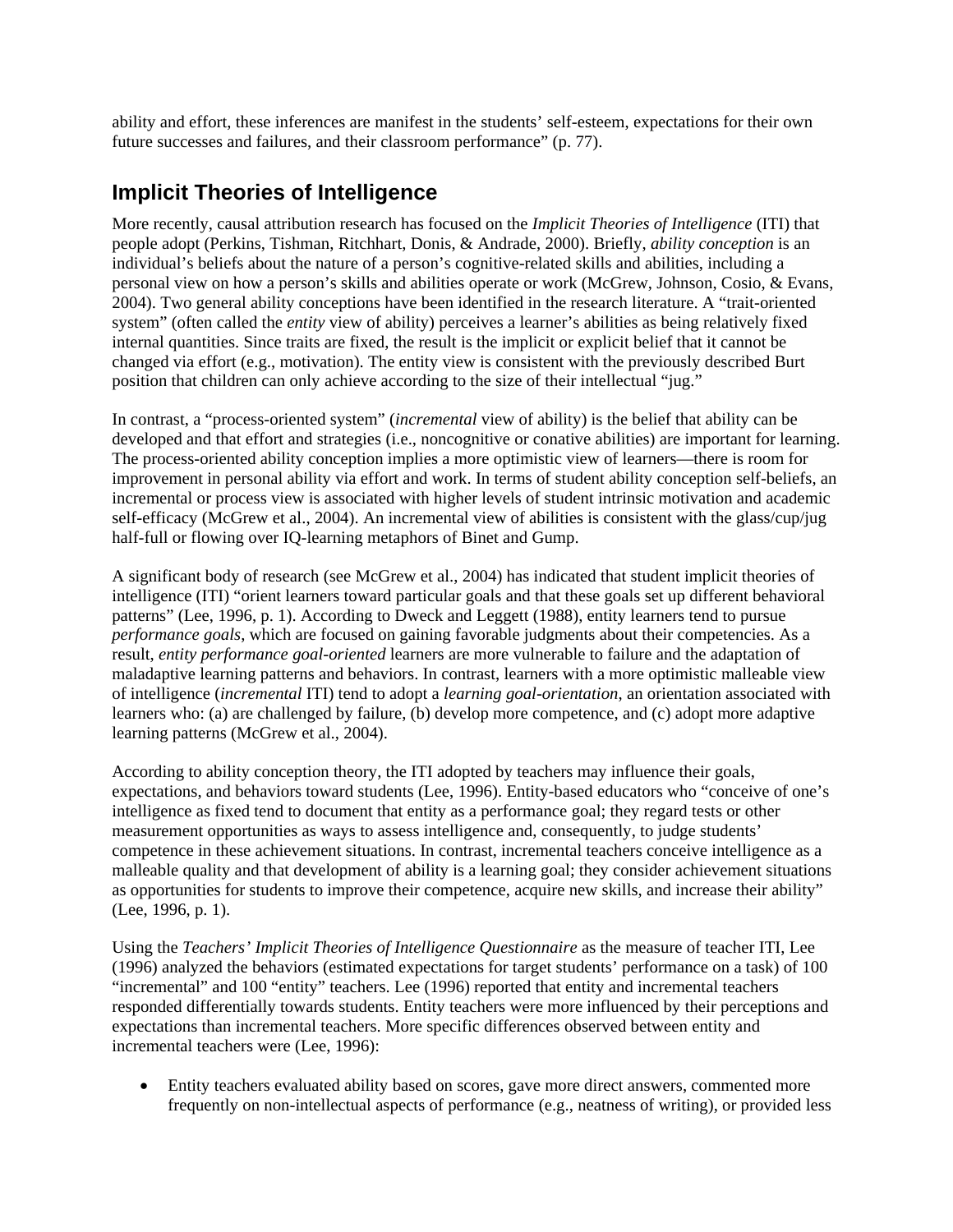ability and effort, these inferences are manifest in the students' self-esteem, expectations for their own future successes and failures, and their classroom performance" (p. 77).

## Implicit Theories of Intelligence

More recently, causal attribution research has focused on the *Implicit Theories of Intelligence* (ITI) that people adopt (Perkins, Tishman, Ritchhart, Donis, & Andrade, 2000). Briefly, *ability conception* is an individual's beliefs about the nature of a person's cognitive-related skills and abilities, including a personal view on how a person's skills and abilities operate or work (McGrew, Johnson, Cosio, & Evans, 2004). Two general ability conceptions have been identified in the research literature. A "trait-oriented system" (often called the *entity* view of ability) perceives a learner's abilities as being relatively fixed internal quantities. Since traits are fixed, the result is the implicit or explicit belief that it cannot be changed via effort (e.g., motivation). The entity view is consistent with the previously described Burt position that children can only achieve according to the size of their intellectual "jug."

In contrast, a "process-oriented system" (*incremental* view of ability) is the belief that ability can be developed and that effort and strategies (i.e., noncognitive or conative abilities) are important for learning. The process-oriented ability conception implies a more optimistic view of learners—there is room for improvement in personal ability via effort and work. In terms of student ability conception self-beliefs, an incremental or process view is associated with higher levels of student intrinsic motivation and academic self-efficacy (McGrew et al., 2004). An incremental view of abilities is consistent with the glass/cup/jug half-full or flowing over IQ-learning metaphors of Binet and Gump.

A significant body of research (see McGrew et al., 2004) has indicated that student implicit theories of intelligence (ITI) "orient learners toward particular goals and that these goals set up different behavioral patterns" (Lee, 1996, p. 1). According to Dweck and Leggett (1988), entity learners tend to pursue *performance goals*, which are focused on gaining favorable judgments about their competencies. As a result, *entity performance goal-oriented* learners are more vulnerable to failure and the adaptation of maladaptive learning patterns and behaviors. In contrast, learners with a more optimistic malleable view of intelligence (*incremental* ITI) tend to adopt a *learning goal-orientation*, an orientation associated with learners who: (a) are challenged by failure, (b) develop more competence, and (c) adopt more adaptive learning patterns (McGrew et al., 2004).

According to ability conception theory, the ITI adopted by teachers may influence their goals, expectations, and behaviors toward students (Lee, 1996). Entity-based educators who "conceive of one's intelligence as fixed tend to document that entity as a performance goal; they regard tests or other measurement opportunities as ways to assess intelligence and, consequently, to judge students' competence in these achievement situations. In contrast, incremental teachers conceive intelligence as a malleable quality and that development of ability is a learning goal; they consider achievement situations as opportunities for students to improve their competence, acquire new skills, and increase their ability" (Lee, 1996, p. 1).

Using the *Teachers' Implicit Theories of Intelligence Questionnaire* as the measure of teacher ITI, Lee (1996) analyzed the behaviors (estimated expectations for target students' performance on a task) of 100 "incremental" and 100 "entity" teachers. Lee (1996) reported that entity and incremental teachers responded differentially towards students. Entity teachers were more influenced by their perceptions and expectations than incremental teachers. More specific differences observed between entity and incremental teachers were (Lee, 1996):

- Entity teachers evaluated ability based on scores, gave more direct answers, commented more frequently on non-intellectual aspects of performance (e.g., neatness of writing), or provided less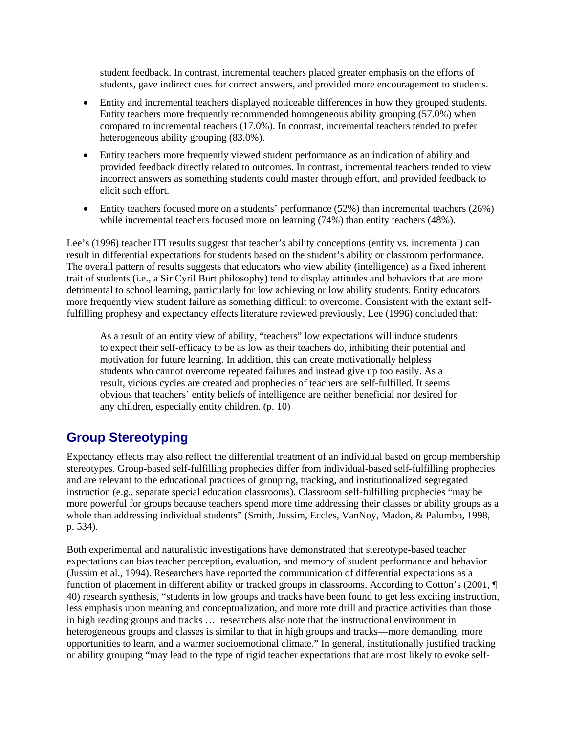student feedback. In contrast, incremental teachers placed greater emphasis on the efforts of students, gave indirect cues for correct answers, and provided more encouragement to students.

- Entity and incremental teachers displayed noticeable differences in how they grouped students. Entity teachers more frequently recommended homogeneous ability grouping (57.0%) when compared to incremental teachers (17.0%). In contrast, incremental teachers tended to prefer heterogeneous ability grouping (83.0%).
- Entity teachers more frequently viewed student performance as an indication of ability and provided feedback directly related to outcomes. In contrast, incremental teachers tended to view incorrect answers as something students could master through effort, and provided feedback to elicit such effort.
- Entity teachers focused more on a students' performance (52%) than incremental teachers (26%) while incremental teachers focused more on learning (74%) than entity teachers (48%).

Lee's (1996) teacher ITI results suggest that teacher's ability conceptions (entity vs. incremental) can result in differential expectations for students based on the student's ability or classroom performance. The overall pattern of results suggests that educators who view ability (intelligence) as a fixed inherent trait of students (i.e., a Sir Cyril Burt philosophy) tend to display attitudes and behaviors that are more detrimental to school learning, particularly for low achieving or low ability students. Entity educators more frequently view student failure as something difficult to overcome. Consistent with the extant self-fulfilling prophesy and expectancy effects literature reviewed previously, Lee (1996) concluded that:

> As a result of an entity view of ability, "teachers" low expectations will induce students to expect their self-efficacy to be as low as their teachers do, inhibiting their potential and motivation for future learning. In addition, this can create motivationally helpless students who cannot overcome repeated failures and instead give up too easily. As a result, vicious cycles are created and prophecies of teachers are self-fulfilled. It seems obvious that teachers' entity beliefs of intelligence are neither beneficial nor desired for any children, especially entity children. (p. 10)

## Group Stereotyping

Expectancy effects may also reflect the differential treatment of an individual based on group membership stereotypes. Group-based self-fulfilling prophecies differ from individual-based self-fulfilling prophecies and are relevant to the educational practices of grouping, tracking, and institutionalized segregated instruction (e.g., separate special education classrooms). Classroom self-fulfilling prophecies "may be more powerful for groups because teachers spend more time addressing their classes or ability groups as a whole than addressing individual students" (Smith, Jussim, Eccles, VanNoy, Madon, & Palumbo, 1998, p. 534).

Both experimental and naturalistic investigations have demonstrated that stereotype-based teacher expectations can bias teacher perception, evaluation, and memory of student performance and behavior (Jussim et al., 1994). Researchers have reported the communication of differential expectations as a function of placement in different ability or tracked groups in classrooms. According to Cotton's (2001, ¶ 40) research synthesis, "students in low groups and tracks have been found to get less exciting instruction, less emphasis upon meaning and conceptualization, and more rote drill and practice activities than those in high reading groups and tracks … researchers also note that the instructional environment in heterogeneous groups and classes is similar to that in high groups and tracks—more demanding, more opportunities to learn, and a warmer socioemotional climate." In general, institutionally justified tracking or ability grouping "may lead to the type of rigid teacher expectations that are most likely to evoke self-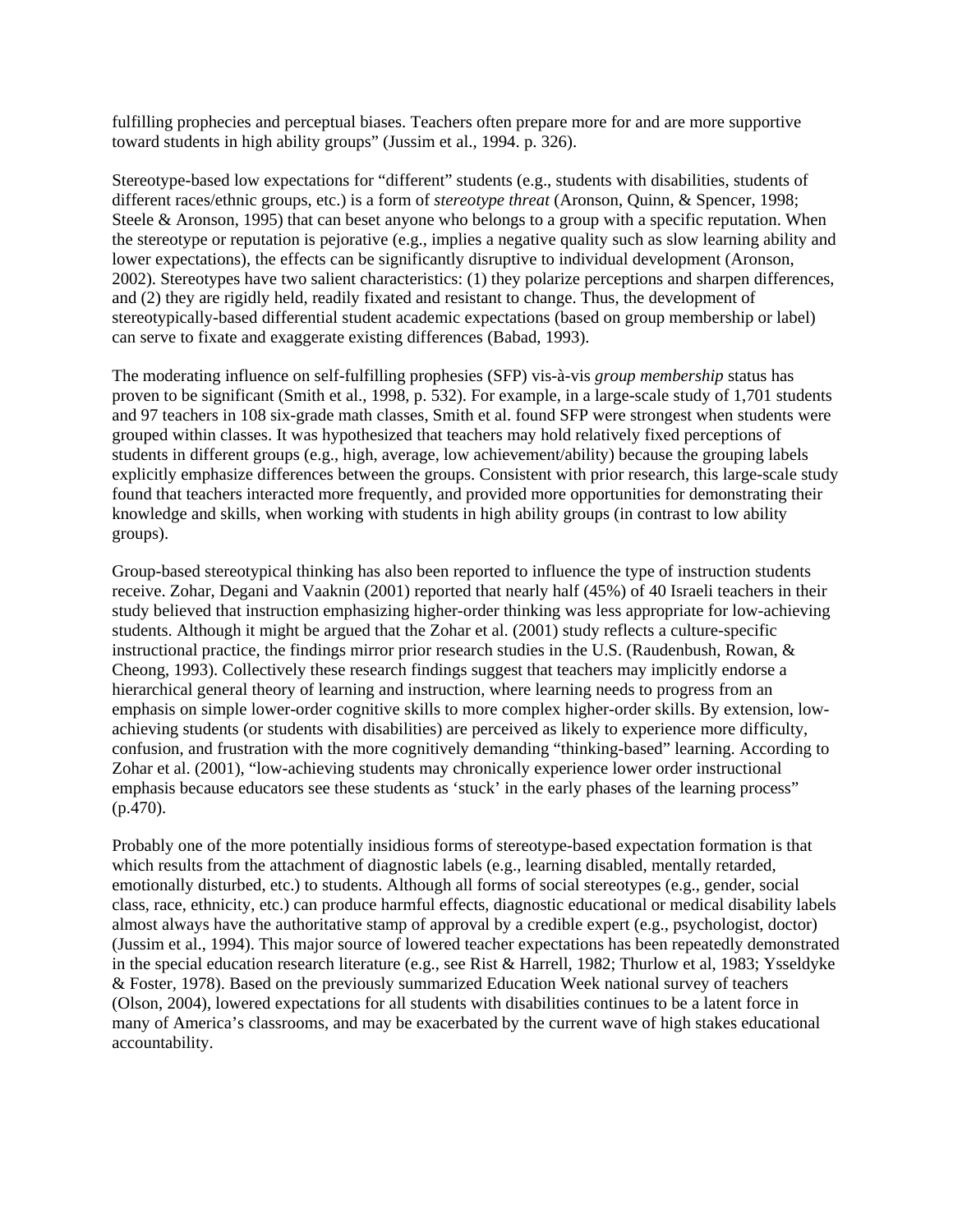fulfilling prophecies and perceptual biases. Teachers often prepare more for and are more supportive toward students in high ability groups" (Jussim et al., 1994. p. 326).

Stereotype-based low expectations for "different" students (e.g., students with disabilities, students of different races/ethnic groups, etc.) is a form of *stereotype threat* (Aronson, Quinn, & Spencer, 1998; Steele & Aronson, 1995) that can beset anyone who belongs to a group with a specific reputation. When the stereotype or reputation is pejorative (e.g., implies a negative quality such as slow learning ability and lower expectations), the effects can be significantly disruptive to individual development (Aronson, 2002). Stereotypes have two salient characteristics: (1) they polarize perceptions and sharpen differences, and (2) they are rigidly held, readily fixated and resistant to change. Thus, the development of stereotypically-based differential student academic expectations (based on group membership or label) can serve to fixate and exaggerate existing differences (Babad, 1993).

The moderating influence on self-fulfilling prophesies (SFP) vis-à-vis *group membership* status has proven to be significant (Smith et al., 1998, p. 532). For example, in a large-scale study of 1,701 students and 97 teachers in 108 six-grade math classes, Smith et al. found SFP were strongest when students were grouped within classes. It was hypothesized that teachers may hold relatively fixed perceptions of students in different groups (e.g., high, average, low achievement/ability) because the grouping labels explicitly emphasize differences between the groups. Consistent with prior research, this large-scale study found that teachers interacted more frequently, and provided more opportunities for demonstrating their knowledge and skills, when working with students in high ability groups (in contrast to low ability groups).

Group-based stereotypical thinking has also been reported to influence the type of instruction students receive. Zohar, Degani and Vaaknin (2001) reported that nearly half (45%) of 40 Israeli teachers in their study believed that instruction emphasizing higher-order thinking was less appropriate for low-achieving students. Although it might be argued that the Zohar et al. (2001) study reflects a culture-specific instructional practice, the findings mirror prior research studies in the U.S. (Raudenbush, Rowan, & Cheong, 1993). Collectively these research findings suggest that teachers may implicitly endorse a hierarchical general theory of learning and instruction, where learning needs to progress from an emphasis on simple lower-order cognitive skills to more complex higher-order skills. By extension, low-achieving students (or students with disabilities) are perceived as likely to experience more difficulty, confusion, and frustration with the more cognitively demanding "thinking-based" learning. According to Zohar et al. (2001), "low-achieving students may chronically experience lower order instructional emphasis because educators see these students as 'stuck' in the early phases of the learning process" (p.470).

Probably one of the more potentially insidious forms of stereotype-based expectation formation is that which results from the attachment of diagnostic labels (e.g., learning disabled, mentally retarded, emotionally disturbed, etc.) to students. Although all forms of social stereotypes (e.g., gender, social class, race, ethnicity, etc.) can produce harmful effects, diagnostic educational or medical disability labels almost always have the authoritative stamp of approval by a credible expert (e.g., psychologist, doctor) (Jussim et al., 1994). This major source of lowered teacher expectations has been repeatedly demonstrated in the special education research literature (e.g., see Rist & Harrell, 1982; Thurlow et al, 1983; Ysseldyke & Foster, 1978). Based on the previously summarized Education Week national survey of teachers (Olson, 2004), lowered expectations for all students with disabilities continues to be a latent force in many of America's classrooms, and may be exacerbated by the current wave of high stakes educational accountability.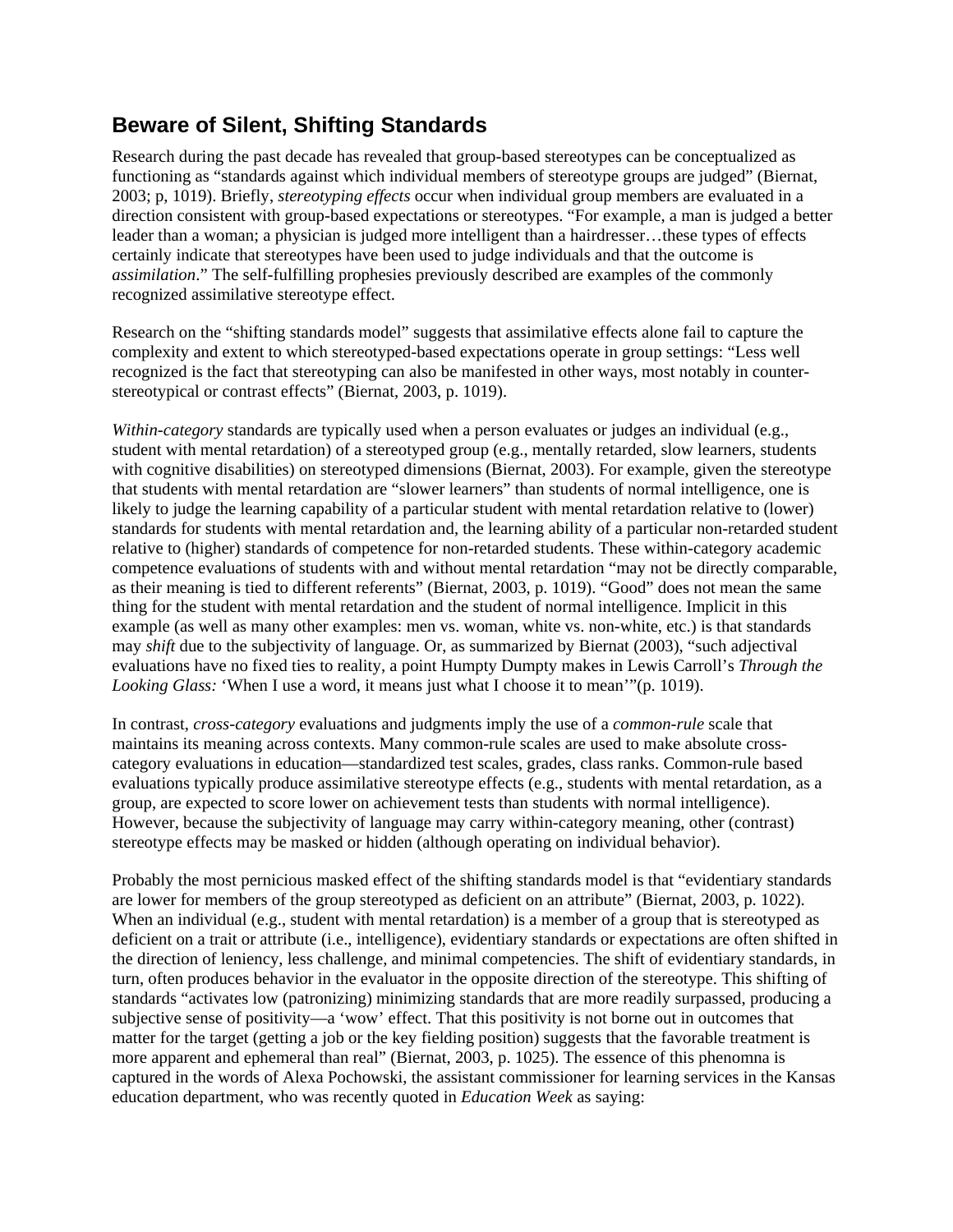## Beware of Silent, Shifting Standards

Research during the past decade has revealed that group-based stereotypes can be conceptualized as functioning as "standards against which individual members of stereotype groups are judged" (Biernat, 2003; p, 1019). Briefly, *stereotyping effects* occur when individual group members are evaluated in a direction consistent with group-based expectations or stereotypes. "For example, a man is judged a better leader than a woman; a physician is judged more intelligent than a hairdresser…these types of effects certainly indicate that stereotypes have been used to judge individuals and that the outcome is *assimilation*." The self-fulfilling prophesies previously described are examples of the commonly recognized assimilative stereotype effect.

Research on the "shifting standards model" suggests that assimilative effects alone fail to capture the complexity and extent to which stereotyped-based expectations operate in group settings: "Less well recognized is the fact that stereotyping can also be manifested in other ways, most notably in counter-stereotypical or contrast effects" (Biernat, 2003, p. 1019).

*Within-category* standards are typically used when a person evaluates or judges an individual (e.g., student with mental retardation) of a stereotyped group (e.g., mentally retarded, slow learners, students with cognitive disabilities) on stereotyped dimensions (Biernat, 2003). For example, given the stereotype that students with mental retardation are "slower learners" than students of normal intelligence, one is likely to judge the learning capability of a particular student with mental retardation relative to (lower) standards for students with mental retardation and, the learning ability of a particular non-retarded student relative to (higher) standards of competence for non-retarded students. These within-category academic competence evaluations of students with and without mental retardation "may not be directly comparable, as their meaning is tied to different referents" (Biernat, 2003, p. 1019). "Good" does not mean the same thing for the student with mental retardation and the student of normal intelligence. Implicit in this example (as well as many other examples: men vs. woman, white vs. non-white, etc.) is that standards may *shift* due to the subjectivity of language. Or, as summarized by Biernat (2003), "such adjectival evaluations have no fixed ties to reality, a point Humpty Dumpty makes in Lewis Carroll's *Through the Looking Glass:* 'When I use a word, it means just what I choose it to mean'"(p. 1019).

In contrast, *cross-category* evaluations and judgments imply the use of a *common-rule* scale that maintains its meaning across contexts. Many common-rule scales are used to make absolute cross-category evaluations in education—standardized test scales, grades, class ranks. Common-rule based evaluations typically produce assimilative stereotype effects (e.g., students with mental retardation, as a group, are expected to score lower on achievement tests than students with normal intelligence). However, because the subjectivity of language may carry within-category meaning, other (contrast) stereotype effects may be masked or hidden (although operating on individual behavior).

Probably the most pernicious masked effect of the shifting standards model is that "evidentiary standards are lower for members of the group stereotyped as deficient on an attribute" (Biernat, 2003, p. 1022). When an individual (e.g., student with mental retardation) is a member of a group that is stereotyped as deficient on a trait or attribute (i.e., intelligence), evidentiary standards or expectations are often shifted in the direction of leniency, less challenge, and minimal competencies. The shift of evidentiary standards, in turn, often produces behavior in the evaluator in the opposite direction of the stereotype. This shifting of standards "activates low (patronizing) minimizing standards that are more readily surpassed, producing a subjective sense of positivity—a 'wow' effect. That this positivity is not borne out in outcomes that matter for the target (getting a job or the key fielding position) suggests that the favorable treatment is more apparent and ephemeral than real" (Biernat, 2003, p. 1025). The essence of this phenomna is captured in the words of Alexa Pochowski, the assistant commissioner for learning services in the Kansas education department, who was recently quoted in *Education Week* as saying: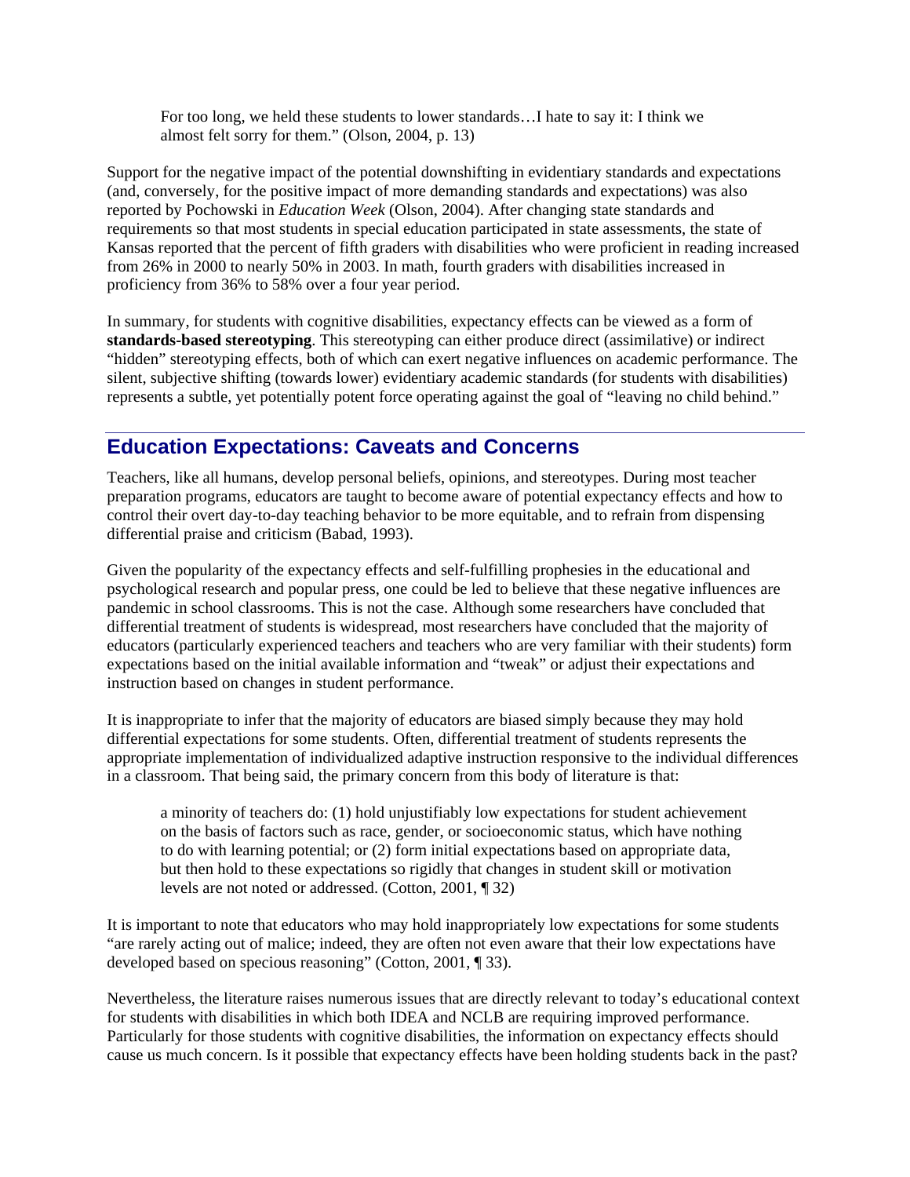> For too long, we held these students to lower standards…I hate to say it: I think we almost felt sorry for them." (Olson, 2004, p. 13)

Support for the negative impact of the potential downshifting in evidentiary standards and expectations (and, conversely, for the positive impact of more demanding standards and expectations) was also reported by Pochowski in *Education Week* (Olson, 2004). After changing state standards and requirements so that most students in special education participated in state assessments, the state of Kansas reported that the percent of fifth graders with disabilities who were proficient in reading increased from 26% in 2000 to nearly 50% in 2003. In math, fourth graders with disabilities increased in proficiency from 36% to 58% over a four year period.

In summary, for students with cognitive disabilities, expectancy effects can be viewed as a form of **standards-based stereotyping**. This stereotyping can either produce direct (assimilative) or indirect "hidden" stereotyping effects, both of which can exert negative influences on academic performance. The silent, subjective shifting (towards lower) evidentiary academic standards (for students with disabilities) represents a subtle, yet potentially potent force operating against the goal of "leaving no child behind."

## Education Expectations: Caveats and Concerns

Teachers, like all humans, develop personal beliefs, opinions, and stereotypes. During most teacher preparation programs, educators are taught to become aware of potential expectancy effects and how to control their overt day-to-day teaching behavior to be more equitable, and to refrain from dispensing differential praise and criticism (Babad, 1993).

Given the popularity of the expectancy effects and self-fulfilling prophesies in the educational and psychological research and popular press, one could be led to believe that these negative influences are pandemic in school classrooms. This is not the case. Although some researchers have concluded that differential treatment of students is widespread, most researchers have concluded that the majority of educators (particularly experienced teachers and teachers who are very familiar with their students) form expectations based on the initial available information and "tweak" or adjust their expectations and instruction based on changes in student performance.

It is inappropriate to infer that the majority of educators are biased simply because they may hold differential expectations for some students. Often, differential treatment of students represents the appropriate implementation of individualized adaptive instruction responsive to the individual differences in a classroom. That being said, the primary concern from this body of literature is that:

> a minority of teachers do: (1) hold unjustifiably low expectations for student achievement on the basis of factors such as race, gender, or socioeconomic status, which have nothing to do with learning potential; or (2) form initial expectations based on appropriate data, but then hold to these expectations so rigidly that changes in student skill or motivation levels are not noted or addressed. (Cotton, 2001, ¶ 32)

It is important to note that educators who may hold inappropriately low expectations for some students "are rarely acting out of malice; indeed, they are often not even aware that their low expectations have developed based on specious reasoning" (Cotton, 2001, ¶ 33).

Nevertheless, the literature raises numerous issues that are directly relevant to today's educational context for students with disabilities in which both IDEA and NCLB are requiring improved performance. Particularly for those students with cognitive disabilities, the information on expectancy effects should cause us much concern. Is it possible that expectancy effects have been holding students back in the past?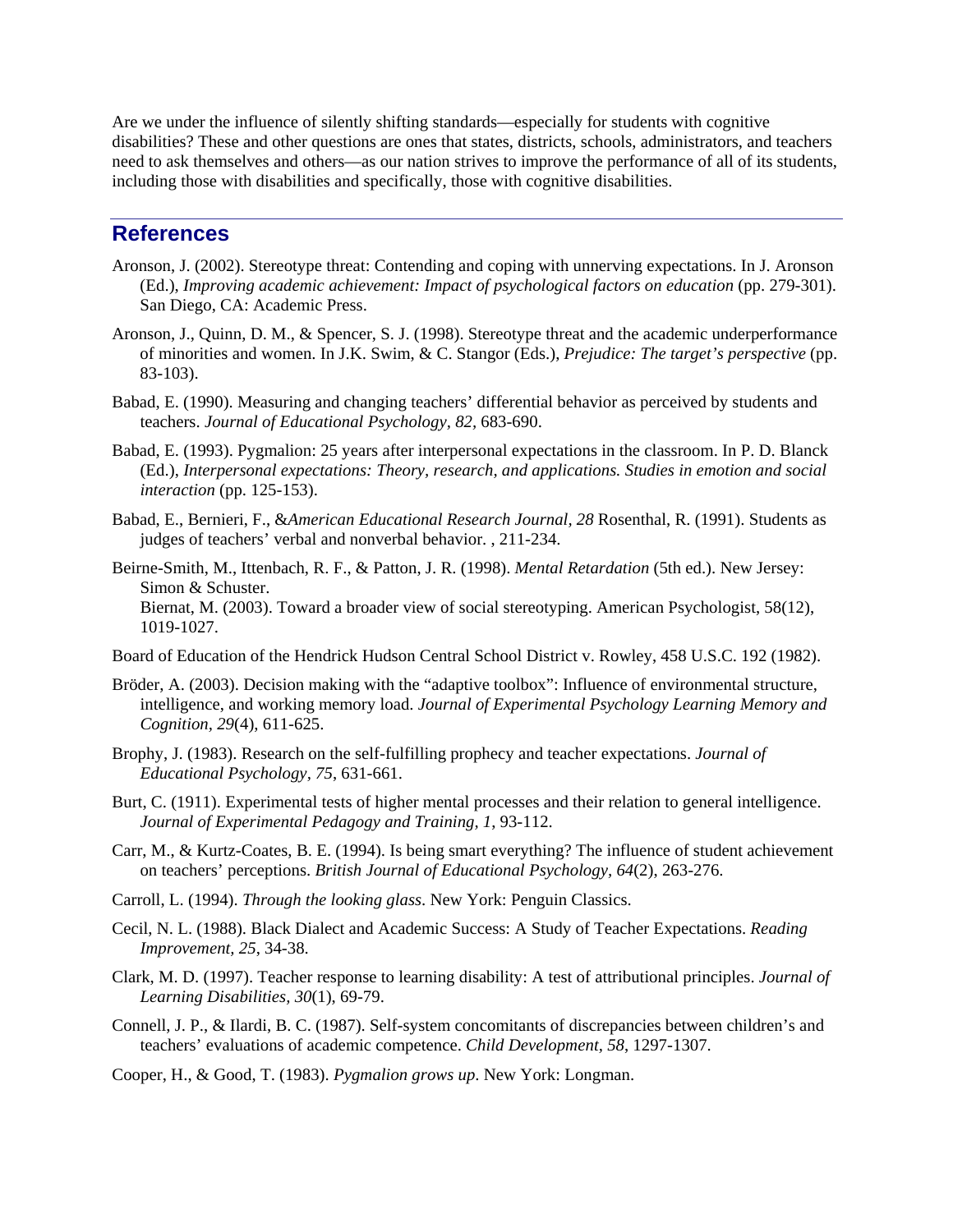Are we under the influence of silently shifting standards—especially for students with cognitive disabilities? These and other questions are ones that states, districts, schools, administrators, and teachers need to ask themselves and others—as our nation strives to improve the performance of all of its students, including those with disabilities and specifically, those with cognitive disabilities.

## References

Aronson, J. (2002). Stereotype threat: Contending and coping with unnerving expectations. In J. Aronson (Ed.), *Improving academic achievement: Impact of psychological factors on education* (pp. 279-301). San Diego, CA: Academic Press.

Aronson, J., Quinn, D. M., & Spencer, S. J. (1998). Stereotype threat and the academic underperformance of minorities and women. In J.K. Swim, & C. Stangor (Eds.), *Prejudice: The target's perspective* (pp. 83-103).

Babad, E. (1990). Measuring and changing teachers' differential behavior as perceived by students and teachers. *Journal of Educational Psychology, 82*, 683-690.

Babad, E. (1993). Pygmalion: 25 years after interpersonal expectations in the classroom. In P. D. Blanck (Ed.), *Interpersonal expectations: Theory, research, and applications. Studies in emotion and social interaction* (pp. 125-153).

Babad, E., Bernieri, F., &*American Educational Research Journal, 28* Rosenthal, R. (1991). Students as judges of teachers' verbal and nonverbal behavior. , 211-234.

Beirne-Smith, M., Ittenbach, R. F., & Patton, J. R. (1998). *Mental Retardation* (5th ed.). New Jersey: Simon & Schuster.
Biernat, M. (2003). Toward a broader view of social stereotyping. American Psychologist, 58(12), 1019-1027.

Board of Education of the Hendrick Hudson Central School District v. Rowley, 458 U.S.C. 192 (1982).

Bröder, A. (2003). Decision making with the "adaptive toolbox": Influence of environmental structure, intelligence, and working memory load. *Journal of Experimental Psychology Learning Memory and Cognition, 29*(4), 611-625.

Brophy, J. (1983). Research on the self-fulfilling prophecy and teacher expectations. *Journal of Educational Psychology, 75*, 631-661.

Burt, C. (1911). Experimental tests of higher mental processes and their relation to general intelligence. *Journal of Experimental Pedagogy and Training, 1*, 93-112.

Carr, M., & Kurtz-Coates, B. E. (1994). Is being smart everything? The influence of student achievement on teachers' perceptions. *British Journal of Educational Psychology, 64*(2), 263-276.

Carroll, L. (1994). *Through the looking glass*. New York: Penguin Classics.

Cecil, N. L. (1988). Black Dialect and Academic Success: A Study of Teacher Expectations. *Reading Improvement, 25*, 34-38.

Clark, M. D. (1997). Teacher response to learning disability: A test of attributional principles. *Journal of Learning Disabilities, 30*(1), 69-79.

Connell, J. P., & Ilardi, B. C. (1987). Self-system concomitants of discrepancies between children's and teachers' evaluations of academic competence. *Child Development, 58*, 1297-1307.

Cooper, H., & Good, T. (1983). *Pygmalion grows up*. New York: Longman.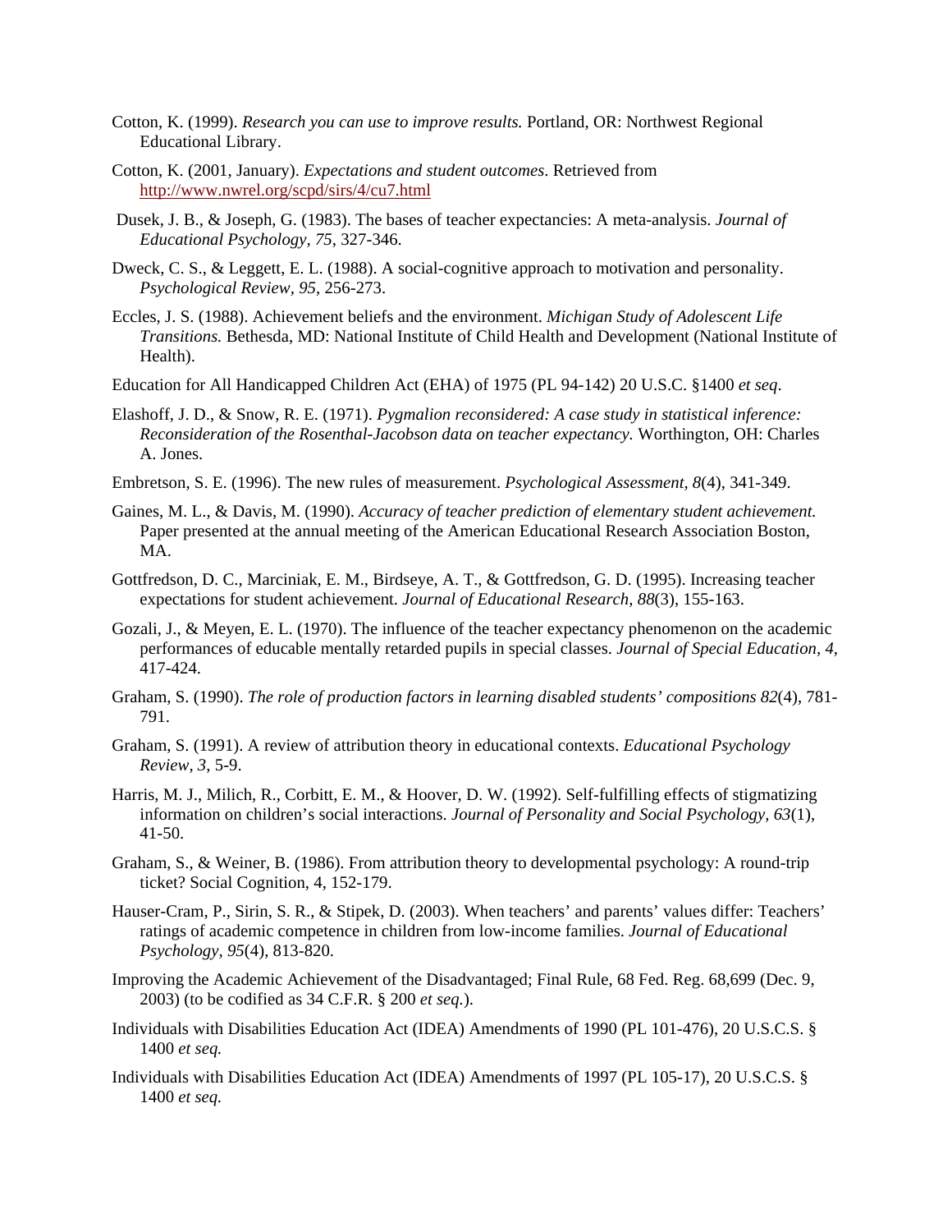Cotton, K. (1999). *Research you can use to improve results.* Portland, OR: Northwest Regional Educational Library.

Cotton, K. (2001, January). *Expectations and student outcomes*. Retrieved from http://www.nwrel.org/scpd/sirs/4/cu7.html

Dusek, J. B., & Joseph, G. (1983). The bases of teacher expectancies: A meta-analysis. *Journal of Educational Psychology, 75*, 327-346.

Dweck, C. S., & Leggett, E. L. (1988). A social-cognitive approach to motivation and personality. *Psychological Review*, *95*, 256-273.

Eccles, J. S. (1988). Achievement beliefs and the environment. *Michigan Study of Adolescent Life Transitions.* Bethesda, MD: National Institute of Child Health and Development (National Institute of Health).

Education for All Handicapped Children Act (EHA) of 1975 (PL 94-142) 20 U.S.C. §1400 *et seq*.

Elashoff, J. D., & Snow, R. E. (1971). *Pygmalion reconsidered: A case study in statistical inference: Reconsideration of the Rosenthal-Jacobson data on teacher expectancy.* Worthington, OH: Charles A. Jones.

Embretson, S. E. (1996). The new rules of measurement. *Psychological Assessment, 8*(4), 341-349.

Gaines, M. L., & Davis, M. (1990). *Accuracy of teacher prediction of elementary student achievement.* Paper presented at the annual meeting of the American Educational Research Association Boston, MA.

Gottfredson, D. C., Marciniak, E. M., Birdseye, A. T., & Gottfredson, G. D. (1995). Increasing teacher expectations for student achievement. *Journal of Educational Research, 88*(3), 155-163.

Gozali, J., & Meyen, E. L. (1970). The influence of the teacher expectancy phenomenon on the academic performances of educable mentally retarded pupils in special classes. *Journal of Special Education*, *4*, 417-424.

Graham, S. (1990). *The role of production factors in learning disabled students' compositions 82*(4), 781-791.

Graham, S. (1991). A review of attribution theory in educational contexts. *Educational Psychology Review, 3*, 5-9.

Harris, M. J., Milich, R., Corbitt, E. M., & Hoover, D. W. (1992). Self-fulfilling effects of stigmatizing information on children's social interactions. *Journal of Personality and Social Psychology, 63*(1), 41-50.

Graham, S., & Weiner, B. (1986). From attribution theory to developmental psychology: A round-trip ticket? Social Cognition, 4, 152-179.

Hauser-Cram, P., Sirin, S. R., & Stipek, D. (2003). When teachers' and parents' values differ: Teachers' ratings of academic competence in children from low-income families. *Journal of Educational Psychology, 95*(4), 813-820.

Improving the Academic Achievement of the Disadvantaged; Final Rule, 68 Fed. Reg. 68,699 (Dec. 9, 2003) (to be codified as 34 C.F.R. § 200 *et seq.*).

Individuals with Disabilities Education Act (IDEA) Amendments of 1990 (PL 101-476), 20 U.S.C.S. § 1400 *et seq.*

Individuals with Disabilities Education Act (IDEA) Amendments of 1997 (PL 105-17), 20 U.S.C.S. § 1400 *et seq.*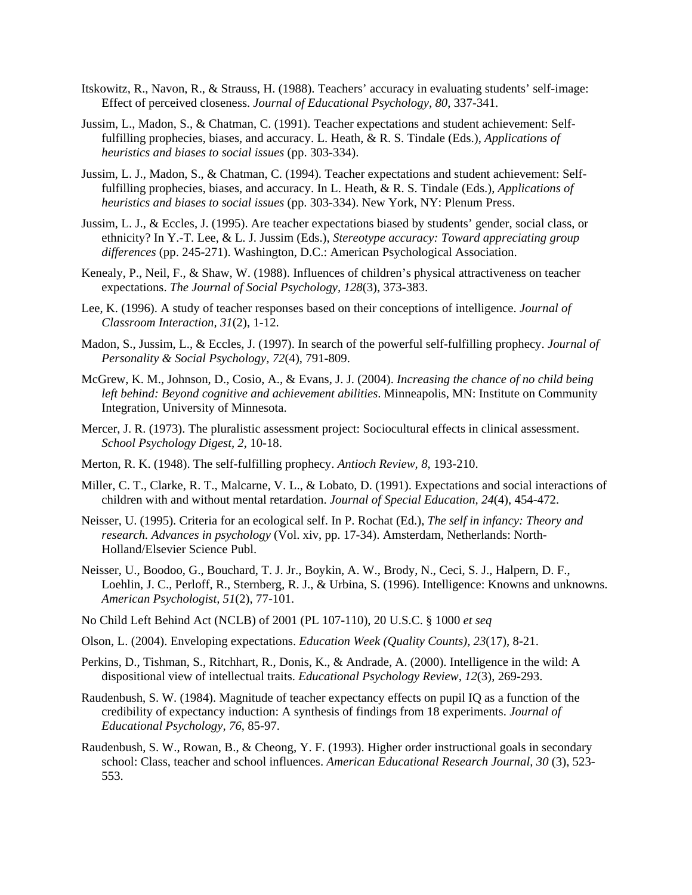Itskowitz, R., Navon, R., & Strauss, H. (1988). Teachers' accuracy in evaluating students' self-image: Effect of perceived closeness. *Journal of Educational Psychology, 80*, 337-341.

Jussim, L., Madon, S., & Chatman, C. (1991). Teacher expectations and student achievement: Self-fulfilling prophecies, biases, and accuracy. L. Heath, & R. S. Tindale (Eds.), *Applications of heuristics and biases to social issues* (pp. 303-334).

Jussim, L. J., Madon, S., & Chatman, C. (1994). Teacher expectations and student achievement: Self-fulfilling prophecies, biases, and accuracy. In L. Heath, & R. S. Tindale (Eds.), *Applications of heuristics and biases to social issues* (pp. 303-334). New York, NY: Plenum Press.

Jussim, L. J., & Eccles, J. (1995). Are teacher expectations biased by students' gender, social class, or ethnicity? In Y.-T. Lee, & L. J. Jussim (Eds.), *Stereotype accuracy: Toward appreciating group differences* (pp. 245-271). Washington, D.C.: American Psychological Association.

Kenealy, P., Neil, F., & Shaw, W. (1988). Influences of children's physical attractiveness on teacher expectations. *The Journal of Social Psychology, 128*(3), 373-383.

Lee, K. (1996). A study of teacher responses based on their conceptions of intelligence. *Journal of Classroom Interaction, 31*(2), 1-12.

Madon, S., Jussim, L., & Eccles, J. (1997). In search of the powerful self-fulfilling prophecy. *Journal of Personality & Social Psychology, 72*(4), 791-809.

McGrew, K. M., Johnson, D., Cosio, A., & Evans, J. J. (2004). *Increasing the chance of no child being left behind: Beyond cognitive and achievement abilities*. Minneapolis, MN: Institute on Community Integration, University of Minnesota.

Mercer, J. R. (1973). The pluralistic assessment project: Sociocultural effects in clinical assessment. *School Psychology Digest, 2*, 10-18.

Merton, R. K. (1948). The self-fulfilling prophecy. *Antioch Review, 8*, 193-210.

Miller, C. T., Clarke, R. T., Malcarne, V. L., & Lobato, D. (1991). Expectations and social interactions of children with and without mental retardation. *Journal of Special Education, 24*(4), 454-472.

Neisser, U. (1995). Criteria for an ecological self. In P. Rochat (Ed.), *The self in infancy: Theory and research. Advances in psychology* (Vol. xiv, pp. 17-34). Amsterdam, Netherlands: North-Holland/Elsevier Science Publ.

Neisser, U., Boodoo, G., Bouchard, T. J. Jr., Boykin, A. W., Brody, N., Ceci, S. J., Halpern, D. F., Loehlin, J. C., Perloff, R., Sternberg, R. J., & Urbina, S. (1996). Intelligence: Knowns and unknowns. *American Psychologist, 51*(2), 77-101.

No Child Left Behind Act (NCLB) of 2001 (PL 107-110), 20 U.S.C. § 1000 *et seq*

Olson, L. (2004). Enveloping expectations. *Education Week (Quality Counts), 23*(17), 8-21.

Perkins, D., Tishman, S., Ritchhart, R., Donis, K., & Andrade, A. (2000). Intelligence in the wild: A dispositional view of intellectual traits. *Educational Psychology Review, 12*(3), 269-293.

Raudenbush, S. W. (1984). Magnitude of teacher expectancy effects on pupil IQ as a function of the credibility of expectancy induction: A synthesis of findings from 18 experiments. *Journal of Educational Psychology, 76*, 85-97.

Raudenbush, S. W., Rowan, B., & Cheong, Y. F. (1993). Higher order instructional goals in secondary school: Class, teacher and school influences. *American Educational Research Journal, 30* (3), 523-553.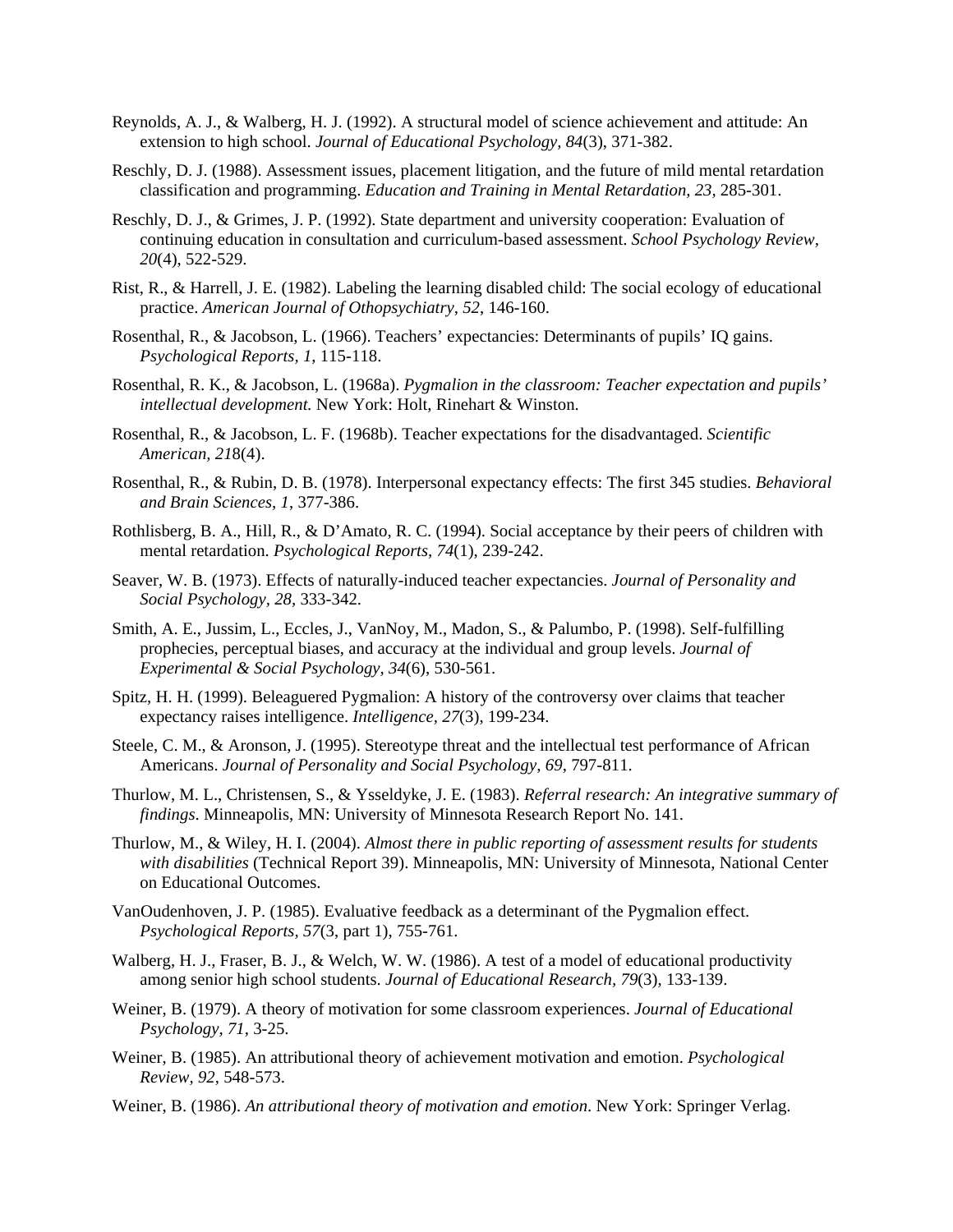Reynolds, A. J., & Walberg, H. J. (1992). A structural model of science achievement and attitude: An extension to high school. *Journal of Educational Psychology, 84*(3), 371-382.

Reschly, D. J. (1988). Assessment issues, placement litigation, and the future of mild mental retardation classification and programming. *Education and Training in Mental Retardation, 23,* 285-301.

Reschly, D. J., & Grimes, J. P. (1992). State department and university cooperation: Evaluation of continuing education in consultation and curriculum-based assessment. *School Psychology Review, 20*(4), 522-529.

Rist, R., & Harrell, J. E. (1982). Labeling the learning disabled child: The social ecology of educational practice. *American Journal of Othopsychiatry, 52*, 146-160.

Rosenthal, R., & Jacobson, L. (1966). Teachers' expectancies: Determinants of pupils' IQ gains. *Psychological Reports, 1,* 115-118.

Rosenthal, R. K., & Jacobson, L. (1968a). *Pygmalion in the classroom: Teacher expectation and pupils' intellectual development.* New York: Holt, Rinehart & Winston.

Rosenthal, R., & Jacobson, L. F. (1968b). Teacher expectations for the disadvantaged. *Scientific American, 21*8(4).

Rosenthal, R., & Rubin, D. B. (1978). Interpersonal expectancy effects: The first 345 studies. *Behavioral and Brain Sciences, 1*, 377-386.

Rothlisberg, B. A., Hill, R., & D'Amato, R. C. (1994). Social acceptance by their peers of children with mental retardation. *Psychological Reports, 74*(1), 239-242.

Seaver, W. B. (1973). Effects of naturally-induced teacher expectancies. *Journal of Personality and Social Psychology, 28,* 333-342.

Smith, A. E., Jussim, L., Eccles, J., VanNoy, M., Madon, S., & Palumbo, P. (1998). Self-fulfilling prophecies, perceptual biases, and accuracy at the individual and group levels. *Journal of Experimental & Social Psychology, 34*(6), 530-561.

Spitz, H. H. (1999). Beleaguered Pygmalion: A history of the controversy over claims that teacher expectancy raises intelligence. *Intelligence, 27*(3), 199-234.

Steele, C. M., & Aronson, J. (1995). Stereotype threat and the intellectual test performance of African Americans. *Journal of Personality and Social Psychology, 69*, 797-811.

Thurlow, M. L., Christensen, S., & Ysseldyke, J. E. (1983). *Referral research: An integrative summary of findings*. Minneapolis, MN: University of Minnesota Research Report No. 141.

Thurlow, M., & Wiley, H. I. (2004). *Almost there in public reporting of assessment results for students with disabilities* (Technical Report 39). Minneapolis, MN: University of Minnesota, National Center on Educational Outcomes.

VanOudenhoven, J. P. (1985). Evaluative feedback as a determinant of the Pygmalion effect. *Psychological Reports, 57*(3, part 1), 755-761.

Walberg, H. J., Fraser, B. J., & Welch, W. W. (1986). A test of a model of educational productivity among senior high school students. *Journal of Educational Research, 79*(3), 133-139.

Weiner, B. (1979). A theory of motivation for some classroom experiences. *Journal of Educational Psychology, 71,* 3-25.

Weiner, B. (1985). An attributional theory of achievement motivation and emotion. *Psychological Review, 92,* 548-573.

Weiner, B. (1986). *An attributional theory of motivation and emotion*. New York: Springer Verlag.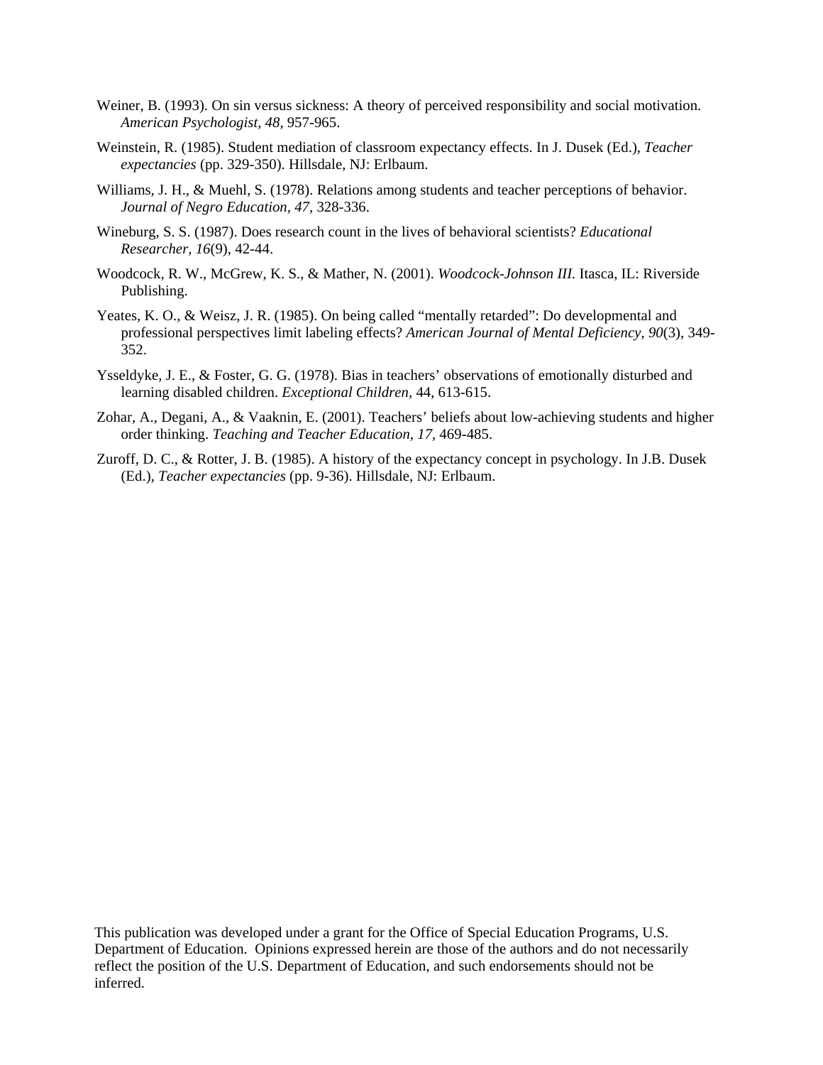Weiner, B. (1993). On sin versus sickness: A theory of perceived responsibility and social motivation. *American Psychologist, 48*, 957-965.

Weinstein, R. (1985). Student mediation of classroom expectancy effects. In J. Dusek (Ed.), *Teacher expectancies* (pp. 329-350). Hillsdale, NJ: Erlbaum.

Williams, J. H., & Muehl, S. (1978). Relations among students and teacher perceptions of behavior. *Journal of Negro Education, 47*, 328-336.

Wineburg, S. S. (1987). Does research count in the lives of behavioral scientists? *Educational Researcher, 16*(9), 42-44.

Woodcock, R. W., McGrew, K. S., & Mather, N. (2001). *Woodcock-Johnson III.* Itasca, IL: Riverside Publishing.

Yeates, K. O., & Weisz, J. R. (1985). On being called "mentally retarded": Do developmental and professional perspectives limit labeling effects? *American Journal of Mental Deficiency, 90*(3), 349-352.

Ysseldyke, J. E., & Foster, G. G. (1978). Bias in teachers' observations of emotionally disturbed and learning disabled children. *Exceptional Children*, 44, 613-615.

Zohar, A., Degani, A., & Vaaknin, E. (2001). Teachers' beliefs about low-achieving students and higher order thinking. *Teaching and Teacher Education, 17,* 469-485.

Zuroff, D. C., & Rotter, J. B. (1985). A history of the expectancy concept in psychology. In J.B. Dusek (Ed.), *Teacher expectancies* (pp. 9-36). Hillsdale, NJ: Erlbaum.

This publication was developed under a grant for the Office of Special Education Programs, U.S. Department of Education. Opinions expressed herein are those of the authors and do not necessarily reflect the position of the U.S. Department of Education, and such endorsements should not be inferred.